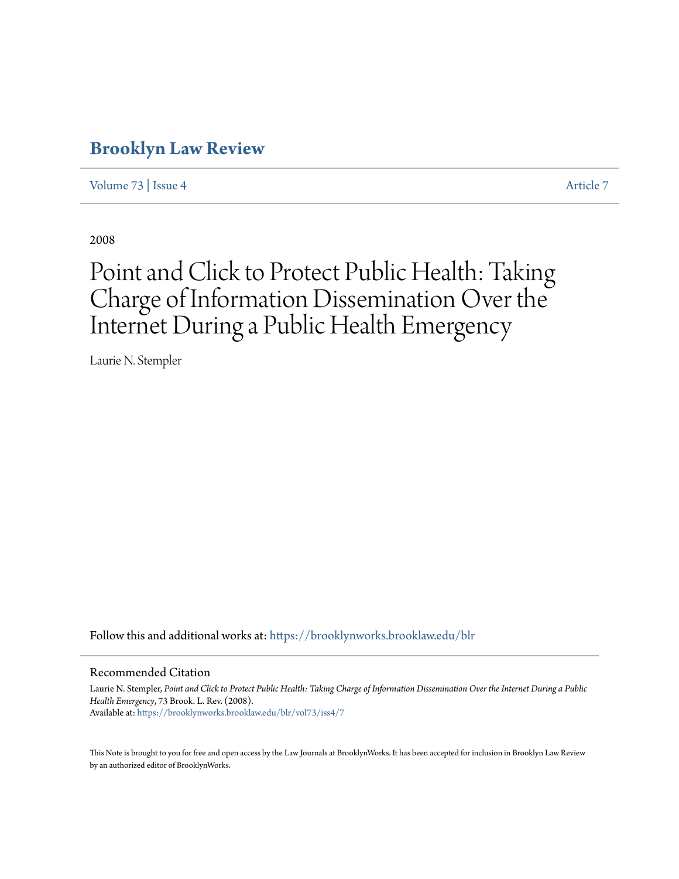# Brooklyn Law Review

Volume 73 | Issue 4 Article 7

2008

# Point and Click to Protect Public Health: Taking Charge of Information Dissemination Over the Internet During a Public Health Emergency

Laurie N. Stempler

Follow this and additional works at: https://brooklynworks.brooklaw.edu/blr

## Recommended Citation

Laurie N. Stempler, *Point and Click to Protect Public Health: Taking Charge of Information Dissemination Over the Internet During a Public Health Emergency*, 73 Brook. L. Rev. (2008).
Available at: https://brooklynworks.brooklaw.edu/blr/vol73/iss4/7

This Note is brought to you for free and open access by the Law Journals at BrooklynWorks. It has been accepted for inclusion in Brooklyn Law Review by an authorized editor of BrooklynWorks.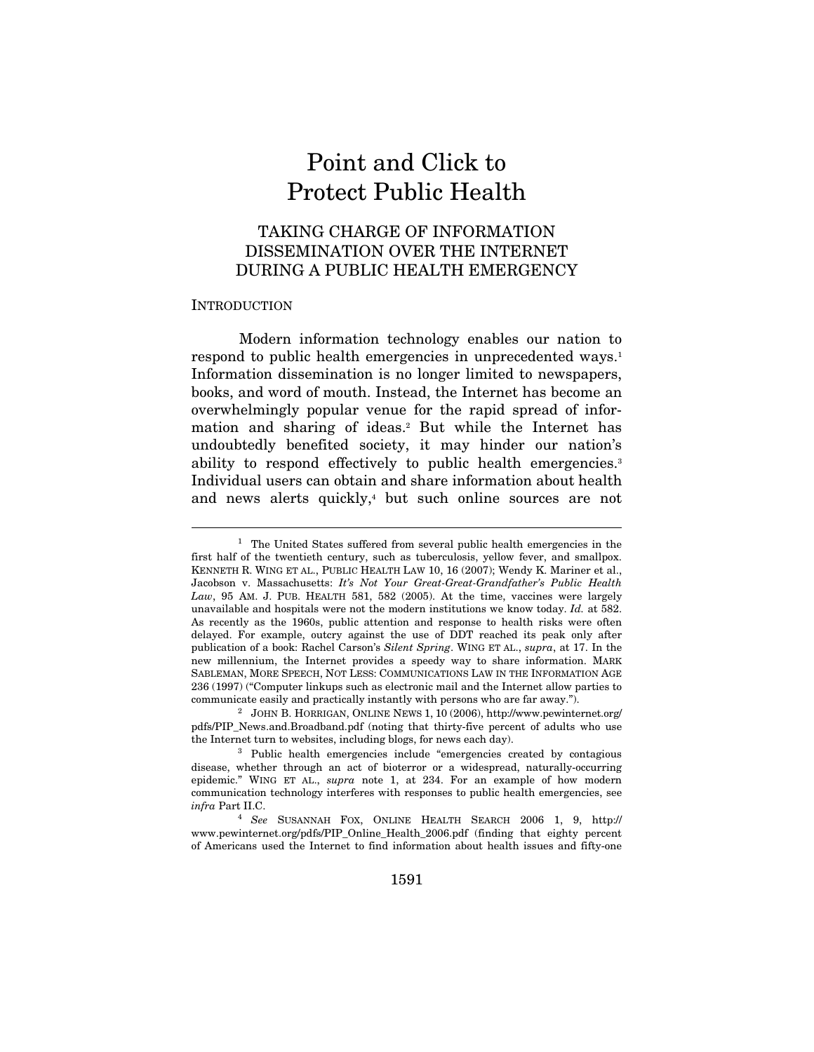# Point and Click to Protect Public Health

## TAKING CHARGE OF INFORMATION DISSEMINATION OVER THE INTERNET DURING A PUBLIC HEALTH EMERGENCY

### INTRODUCTION

Modern information technology enables our nation to respond to public health emergencies in unprecedented ways.[1] Information dissemination is no longer limited to newspapers, books, and word of mouth. Instead, the Internet has become an overwhelmingly popular venue for the rapid spread of information and sharing of ideas.[2] But while the Internet has undoubtedly benefited society, it may hinder our nation's ability to respond effectively to public health emergencies.[3] Individual users can obtain and share information about health and news alerts quickly,[4] but such online sources are not

---

[1] The United States suffered from several public health emergencies in the first half of the twentieth century, such as tuberculosis, yellow fever, and smallpox. KENNETH R. WING ET AL., PUBLIC HEALTH LAW 10, 16 (2007); Wendy K. Mariner et al., Jacobson v. Massachusetts: *It's Not Your Great-Great-Grandfather's Public Health Law*, 95 AM. J. PUB. HEALTH 581, 582 (2005). At the time, vaccines were largely unavailable and hospitals were not the modern institutions we know today. *Id.* at 582. As recently as the 1960s, public attention and response to health risks were often delayed. For example, outcry against the use of DDT reached its peak only after publication of a book: Rachel Carson's *Silent Spring*. WING ET AL., *supra*, at 17. In the new millennium, the Internet provides a speedy way to share information. MARK SABLEMAN, MORE SPEECH, NOT LESS: COMMUNICATIONS LAW IN THE INFORMATION AGE 236 (1997) ("Computer linkups such as electronic mail and the Internet allow parties to communicate easily and practically instantly with persons who are far away.").

[2] JOHN B. HORRIGAN, ONLINE NEWS 1, 10 (2006), http://www.pewinternet.org/pdfs/PIP_News.and.Broadband.pdf (noting that thirty-five percent of adults who use the Internet turn to websites, including blogs, for news each day).

[3] Public health emergencies include "emergencies created by contagious disease, whether through an act of bioterror or a widespread, naturally-occurring epidemic." WING ET AL., *supra* note 1, at 234. For an example of how modern communication technology interferes with responses to public health emergencies, see *infra* Part II.C.

[4] *See* SUSANNAH FOX, ONLINE HEALTH SEARCH 2006 1, 9, http://www.pewinternet.org/pdfs/PIP_Online_Health_2006.pdf (finding that eighty percent of Americans used the Internet to find information about health issues and fifty-one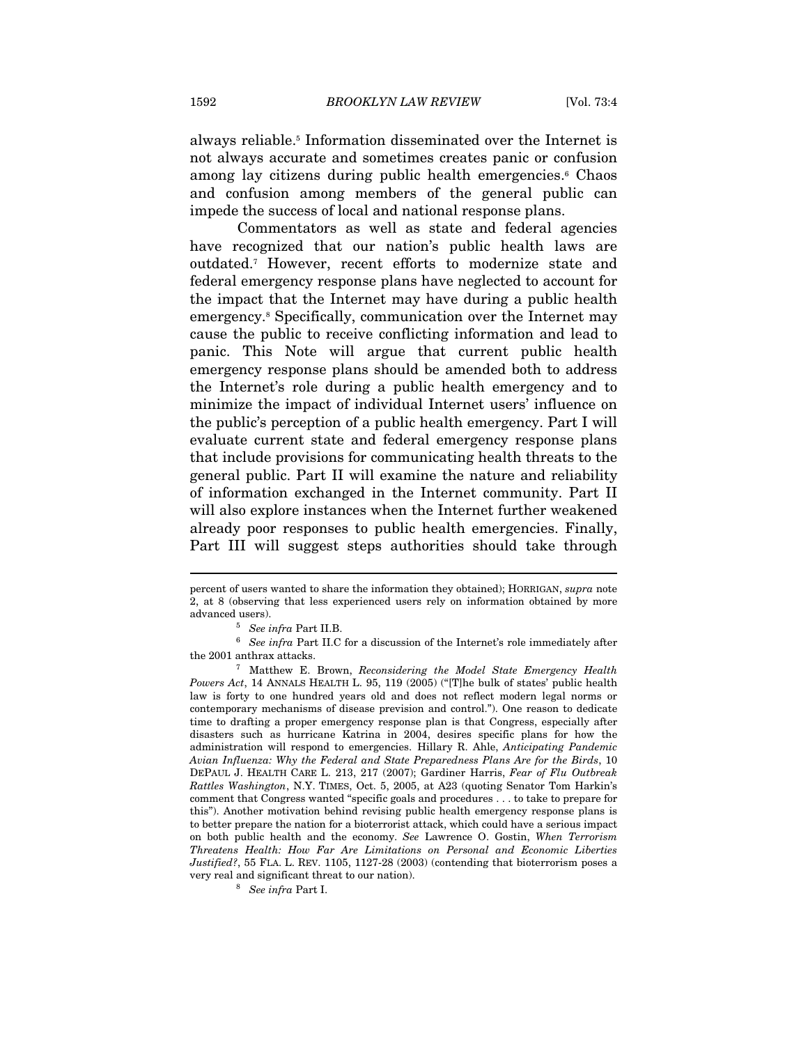always reliable.[5] Information disseminated over the Internet is not always accurate and sometimes creates panic or confusion among lay citizens during public health emergencies.[6] Chaos and confusion among members of the general public can impede the success of local and national response plans.

Commentators as well as state and federal agencies have recognized that our nation's public health laws are outdated.[7] However, recent efforts to modernize state and federal emergency response plans have neglected to account for the impact that the Internet may have during a public health emergency.[8] Specifically, communication over the Internet may cause the public to receive conflicting information and lead to panic. This Note will argue that current public health emergency response plans should be amended both to address the Internet's role during a public health emergency and to minimize the impact of individual Internet users' influence on the public's perception of a public health emergency. Part I will evaluate current state and federal emergency response plans that include provisions for communicating health threats to the general public. Part II will examine the nature and reliability of information exchanged in the Internet community. Part II will also explore instances when the Internet further weakened already poor responses to public health emergencies. Finally, Part III will suggest steps authorities should take through

---

percent of users wanted to share the information they obtained); HORRIGAN, *supra* note 2, at 8 (observing that less experienced users rely on information obtained by more advanced users).

[5] *See infra* Part II.B.

[6] *See infra* Part II.C for a discussion of the Internet's role immediately after the 2001 anthrax attacks.

[7] Matthew E. Brown, *Reconsidering the Model State Emergency Health Powers Act*, 14 ANNALS HEALTH L. 95, 119 (2005) ("[T]he bulk of states' public health law is forty to one hundred years old and does not reflect modern legal norms or contemporary mechanisms of disease prevision and control."). One reason to dedicate time to drafting a proper emergency response plan is that Congress, especially after disasters such as hurricane Katrina in 2004, desires specific plans for how the administration will respond to emergencies. Hillary R. Ahle, *Anticipating Pandemic Avian Influenza: Why the Federal and State Preparedness Plans Are for the Birds*, 10 DEPAUL J. HEALTH CARE L. 213, 217 (2007); Gardiner Harris, *Fear of Flu Outbreak Rattles Washington*, N.Y. TIMES, Oct. 5, 2005, at A23 (quoting Senator Tom Harkin's comment that Congress wanted "specific goals and procedures . . . to take to prepare for this"). Another motivation behind revising public health emergency response plans is to better prepare the nation for a bioterrorist attack, which could have a serious impact on both public health and the economy. *See* Lawrence O. Gostin, *When Terrorism Threatens Health: How Far Are Limitations on Personal and Economic Liberties Justified?*, 55 FLA. L. REV. 1105, 1127-28 (2003) (contending that bioterrorism poses a very real and significant threat to our nation).

[8] *See infra* Part I.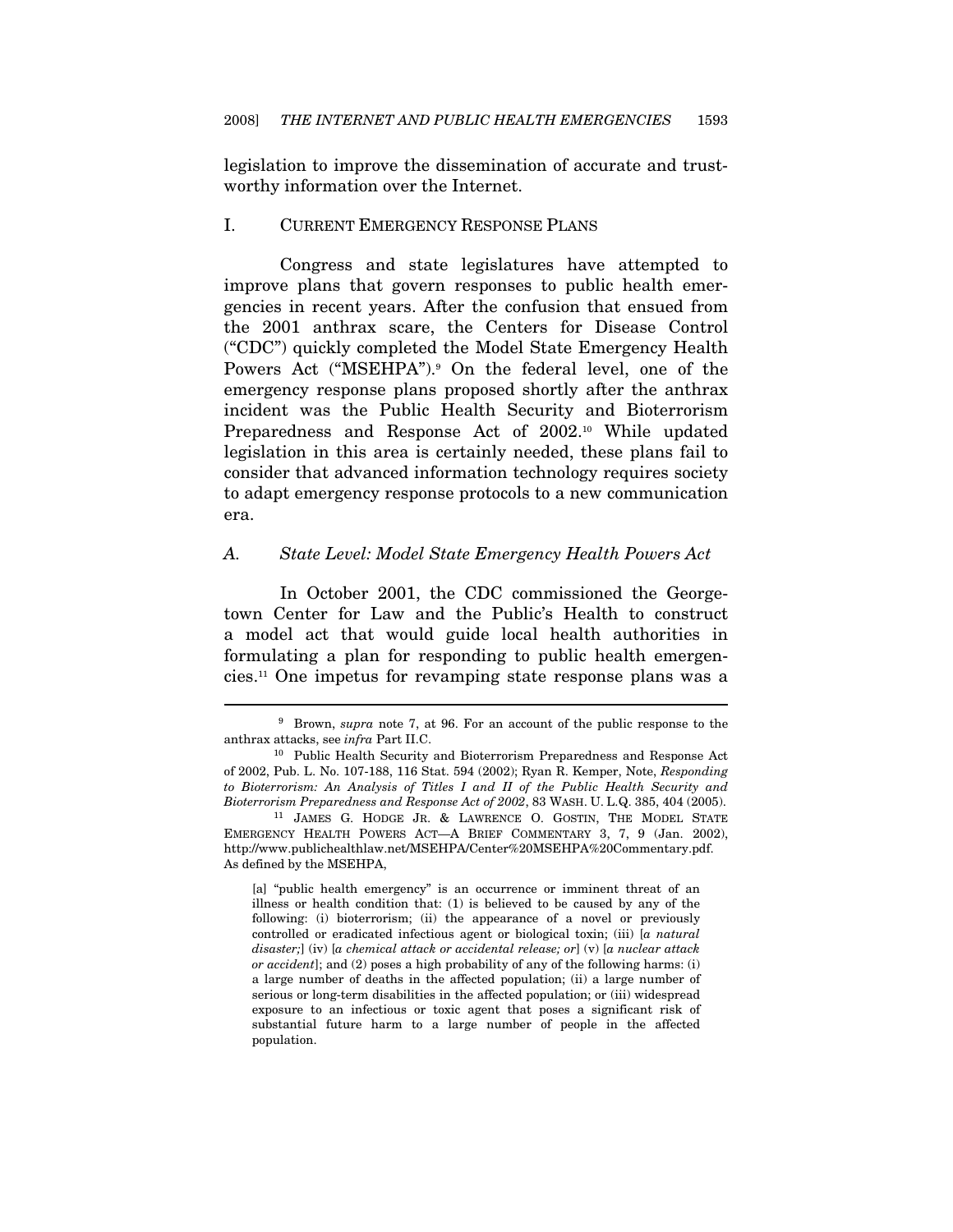legislation to improve the dissemination of accurate and trustworthy information over the Internet.

## I. CURRENT EMERGENCY RESPONSE PLANS

Congress and state legislatures have attempted to improve plans that govern responses to public health emergencies in recent years. After the confusion that ensued from the 2001 anthrax scare, the Centers for Disease Control ("CDC") quickly completed the Model State Emergency Health Powers Act ("MSEHPA").[9] On the federal level, one of the emergency response plans proposed shortly after the anthrax incident was the Public Health Security and Bioterrorism Preparedness and Response Act of 2002.[10] While updated legislation in this area is certainly needed, these plans fail to consider that advanced information technology requires society to adapt emergency response protocols to a new communication era.

### A. *State Level: Model State Emergency Health Powers Act*

In October 2001, the CDC commissioned the Georgetown Center for Law and the Public's Health to construct a model act that would guide local health authorities in formulating a plan for responding to public health emergencies.[11] One impetus for revamping state response plans was a

---

[9] Brown, *supra* note 7, at 96. For an account of the public response to the anthrax attacks, see *infra* Part II.C.

[10] Public Health Security and Bioterrorism Preparedness and Response Act of 2002, Pub. L. No. 107-188, 116 Stat. 594 (2002); Ryan R. Kemper, Note, *Responding to Bioterrorism: An Analysis of Titles I and II of the Public Health Security and Bioterrorism Preparedness and Response Act of 2002*, 83 WASH. U. L.Q. 385, 404 (2005).

[11] JAMES G. HODGE JR. & LAWRENCE O. GOSTIN, THE MODEL STATE EMERGENCY HEALTH POWERS ACT—A BRIEF COMMENTARY 3, 7, 9 (Jan. 2002), http://www.publichealthlaw.net/MSEHPA/Center%20MSEHPA%20Commentary.pdf. As defined by the MSEHPA,

> [a] "public health emergency" is an occurrence or imminent threat of an illness or health condition that: (1) is believed to be caused by any of the following: (i) bioterrorism; (ii) the appearance of a novel or previously controlled or eradicated infectious agent or biological toxin; (iii) [*a natural disaster;*] (iv) [*a chemical attack or accidental release; or*] (v) [*a nuclear attack or accident*]; and (2) poses a high probability of any of the following harms: (i) a large number of deaths in the affected population; (ii) a large number of serious or long-term disabilities in the affected population; or (iii) widespread exposure to an infectious or toxic agent that poses a significant risk of substantial future harm to a large number of people in the affected population.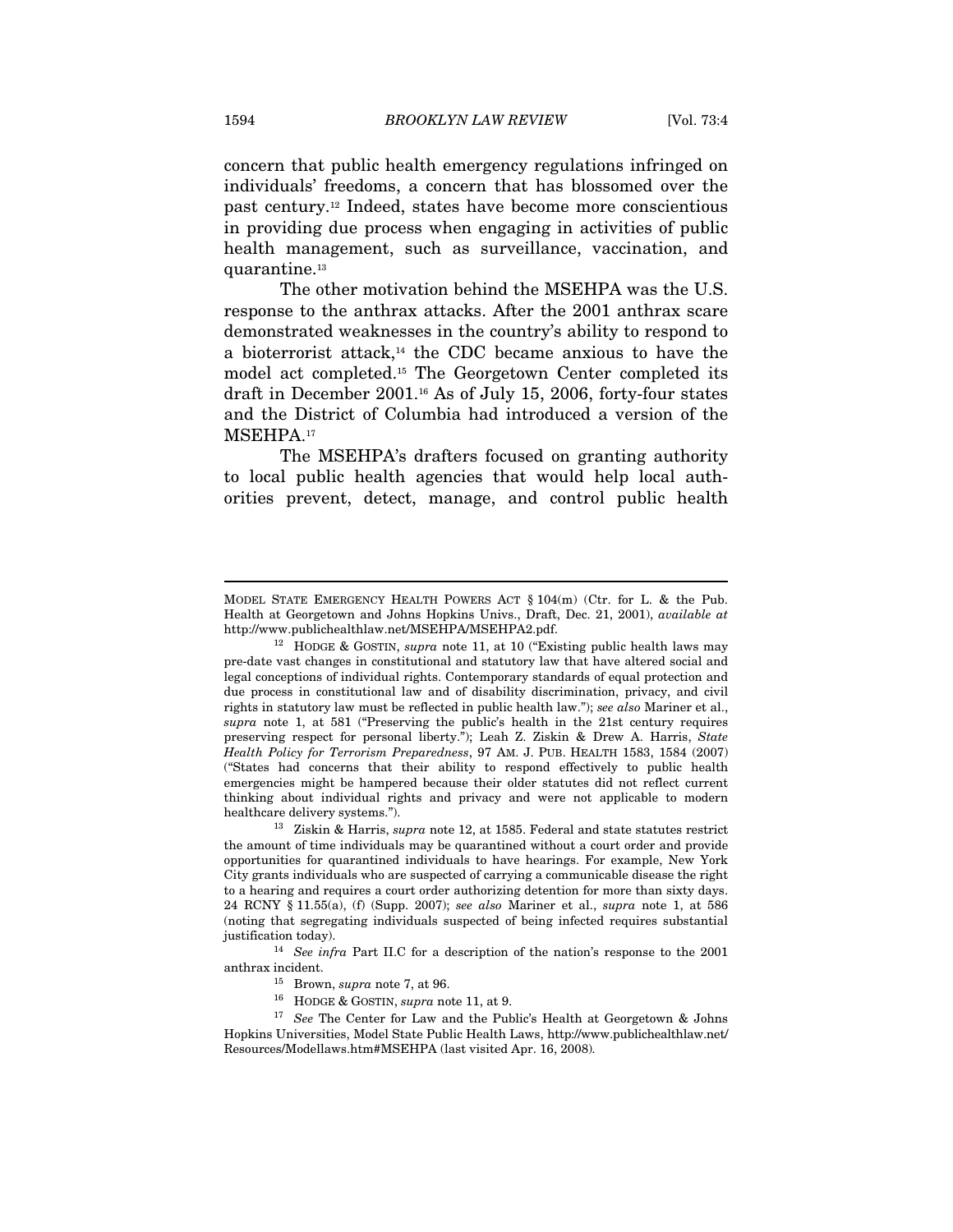concern that public health emergency regulations infringed on individuals' freedoms, a concern that has blossomed over the past century.[12] Indeed, states have become more conscientious in providing due process when engaging in activities of public health management, such as surveillance, vaccination, and quarantine.[13]

The other motivation behind the MSEHPA was the U.S. response to the anthrax attacks. After the 2001 anthrax scare demonstrated weaknesses in the country's ability to respond to a bioterrorist attack,[14] the CDC became anxious to have the model act completed.[15] The Georgetown Center completed its draft in December 2001.[16] As of July 15, 2006, forty-four states and the District of Columbia had introduced a version of the MSEHPA.[17]

The MSEHPA's drafters focused on granting authority to local public health agencies that would help local authorities prevent, detect, manage, and control public health

---

MODEL STATE EMERGENCY HEALTH POWERS ACT § 104(m) (Ctr. for L. & the Pub. Health at Georgetown and Johns Hopkins Univs., Draft, Dec. 21, 2001), *available at* http://www.publichealthlaw.net/MSEHPA/MSEHPA2.pdf.

[12] HODGE & GOSTIN, *supra* note 11, at 10 ("Existing public health laws may pre-date vast changes in constitutional and statutory law that have altered social and legal conceptions of individual rights. Contemporary standards of equal protection and due process in constitutional law and of disability discrimination, privacy, and civil rights in statutory law must be reflected in public health law."); *see also* Mariner et al., *supra* note 1, at 581 ("Preserving the public's health in the 21st century requires preserving respect for personal liberty."); Leah Z. Ziskin & Drew A. Harris, *State Health Policy for Terrorism Preparedness*, 97 AM. J. PUB. HEALTH 1583, 1584 (2007) ("States had concerns that their ability to respond effectively to public health emergencies might be hampered because their older statutes did not reflect current thinking about individual rights and privacy and were not applicable to modern healthcare delivery systems.").

[13] Ziskin & Harris, *supra* note 12, at 1585. Federal and state statutes restrict the amount of time individuals may be quarantined without a court order and provide opportunities for quarantined individuals to have hearings. For example, New York City grants individuals who are suspected of carrying a communicable disease the right to a hearing and requires a court order authorizing detention for more than sixty days. 24 RCNY § 11.55(a), (f) (Supp. 2007); *see also* Mariner et al., *supra* note 1, at 586 (noting that segregating individuals suspected of being infected requires substantial justification today).

[14] *See infra* Part II.C for a description of the nation's response to the 2001 anthrax incident.

[15] Brown, *supra* note 7, at 96.

[16] HODGE & GOSTIN, *supra* note 11, at 9.

[17] *See* The Center for Law and the Public's Health at Georgetown & Johns Hopkins Universities, Model State Public Health Laws, http://www.publichealthlaw.net/Resources/Modellaws.htm#MSEHPA (last visited Apr. 16, 2008).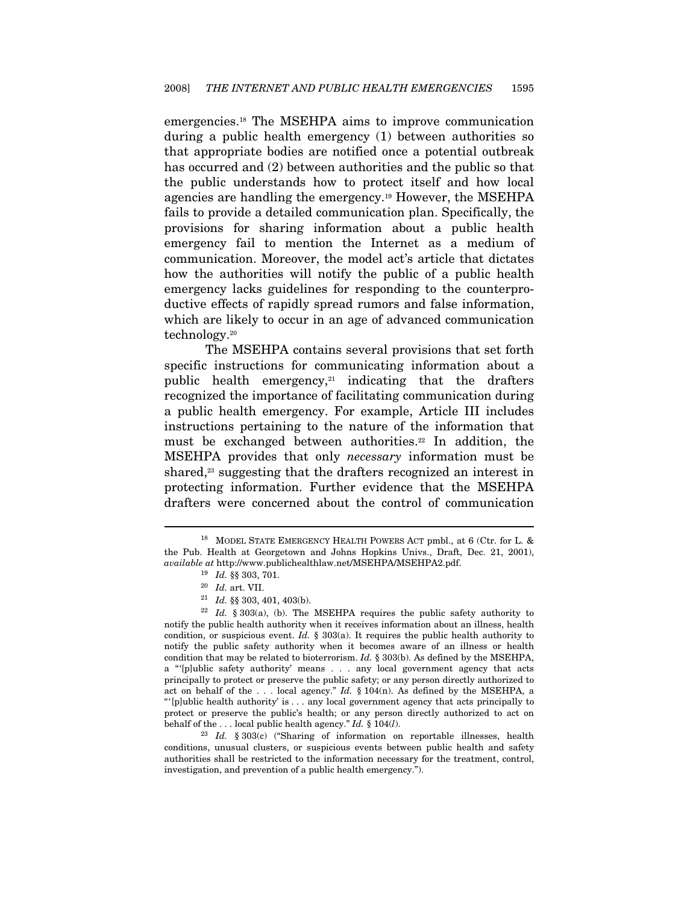emergencies.[18] The MSEHPA aims to improve communication during a public health emergency (1) between authorities so that appropriate bodies are notified once a potential outbreak has occurred and (2) between authorities and the public so that the public understands how to protect itself and how local agencies are handling the emergency.[19] However, the MSEHPA fails to provide a detailed communication plan. Specifically, the provisions for sharing information about a public health emergency fail to mention the Internet as a medium of communication. Moreover, the model act's article that dictates how the authorities will notify the public of a public health emergency lacks guidelines for responding to the counterproductive effects of rapidly spread rumors and false information, which are likely to occur in an age of advanced communication technology.[20]

The MSEHPA contains several provisions that set forth specific instructions for communicating information about a public health emergency,[21] indicating that the drafters recognized the importance of facilitating communication during a public health emergency. For example, Article III includes instructions pertaining to the nature of the information that must be exchanged between authorities.[22] In addition, the MSEHPA provides that only *necessary* information must be shared,[23] suggesting that the drafters recognized an interest in protecting information. Further evidence that the MSEHPA drafters were concerned about the control of communication

---

[18] MODEL STATE EMERGENCY HEALTH POWERS ACT pmbl., at 6 (Ctr. for L. & the Pub. Health at Georgetown and Johns Hopkins Univs., Draft, Dec. 21, 2001), *available at* http://www.publichealthlaw.net/MSEHPA/MSEHPA2.pdf.

[19] *Id.* §§ 303, 701.

[20] *Id.* art. VII.

[21] *Id.* §§ 303, 401, 403(b).

[22] *Id.* § 303(a), (b). The MSEHPA requires the public safety authority to notify the public health authority when it receives information about an illness, health condition, or suspicious event. *Id.* § 303(a). It requires the public health authority to notify the public safety authority when it becomes aware of an illness or health condition that may be related to bioterrorism. *Id.* § 303(b). As defined by the MSEHPA, a "'[p]ublic safety authority' means . . . any local government agency that acts principally to protect or preserve the public safety; or any person directly authorized to act on behalf of the . . . local agency." *Id.* § 104(n). As defined by the MSEHPA, a "'[p]ublic health authority' is . . . any local government agency that acts principally to protect or preserve the public's health; or any person directly authorized to act on behalf of the . . . local public health agency." *Id.* § 104(*l*).

[23] *Id.* § 303(c) ("Sharing of information on reportable illnesses, health conditions, unusual clusters, or suspicious events between public health and safety authorities shall be restricted to the information necessary for the treatment, control, investigation, and prevention of a public health emergency.").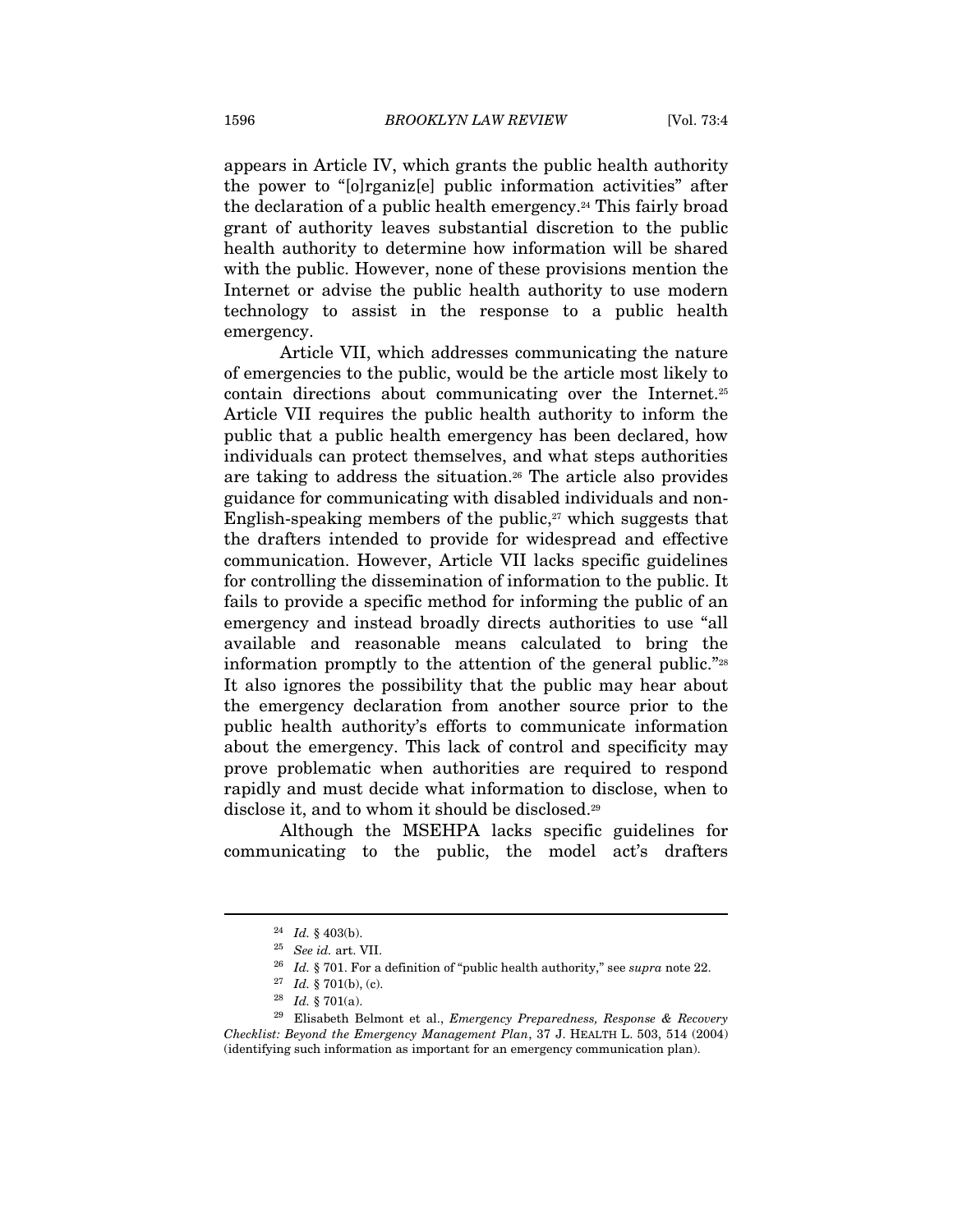appears in Article IV, which grants the public health authority the power to "[o]rganiz[e] public information activities" after the declaration of a public health emergency.[24] This fairly broad grant of authority leaves substantial discretion to the public health authority to determine how information will be shared with the public. However, none of these provisions mention the Internet or advise the public health authority to use modern technology to assist in the response to a public health emergency.

Article VII, which addresses communicating the nature of emergencies to the public, would be the article most likely to contain directions about communicating over the Internet.[25] Article VII requires the public health authority to inform the public that a public health emergency has been declared, how individuals can protect themselves, and what steps authorities are taking to address the situation.[26] The article also provides guidance for communicating with disabled individuals and non-English-speaking members of the public,[27] which suggests that the drafters intended to provide for widespread and effective communication. However, Article VII lacks specific guidelines for controlling the dissemination of information to the public. It fails to provide a specific method for informing the public of an emergency and instead broadly directs authorities to use "all available and reasonable means calculated to bring the information promptly to the attention of the general public."[28] It also ignores the possibility that the public may hear about the emergency declaration from another source prior to the public health authority's efforts to communicate information about the emergency. This lack of control and specificity may prove problematic when authorities are required to respond rapidly and must decide what information to disclose, when to disclose it, and to whom it should be disclosed.[29]

Although the MSEHPA lacks specific guidelines for communicating to the public, the model act's drafters

---

[24] *Id.* § 403(b).

[25] *See id.* art. VII.

[26] *Id.* § 701. For a definition of "public health authority," see *supra* note 22.

[27] *Id.* § 701(b), (c).

[28] *Id.* § 701(a).

[29] Elisabeth Belmont et al., *Emergency Preparedness, Response & Recovery Checklist: Beyond the Emergency Management Plan*, 37 J. HEALTH L. 503, 514 (2004) (identifying such information as important for an emergency communication plan).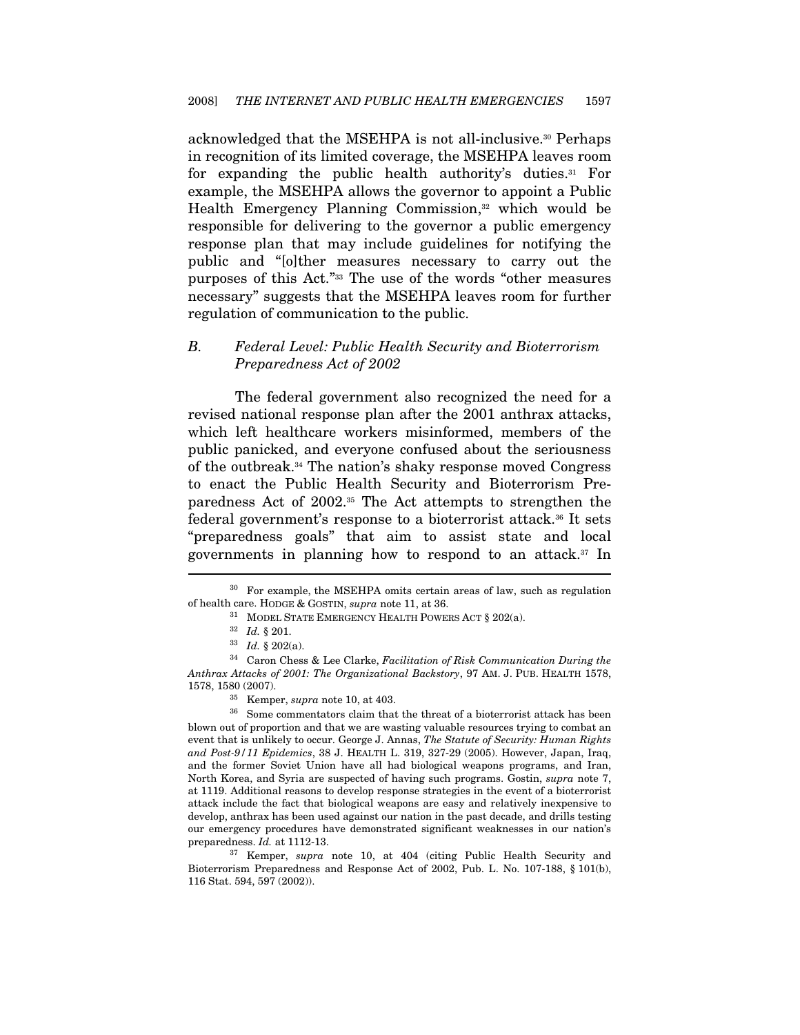acknowledged that the MSEHPA is not all-inclusive.[30] Perhaps in recognition of its limited coverage, the MSEHPA leaves room for expanding the public health authority's duties.[31] For example, the MSEHPA allows the governor to appoint a Public Health Emergency Planning Commission,[32] which would be responsible for delivering to the governor a public emergency response plan that may include guidelines for notifying the public and "[o]ther measures necessary to carry out the purposes of this Act."[33] The use of the words "other measures necessary" suggests that the MSEHPA leaves room for further regulation of communication to the public.

### B. Federal Level: Public Health Security and Bioterrorism Preparedness Act of 2002

The federal government also recognized the need for a revised national response plan after the 2001 anthrax attacks, which left healthcare workers misinformed, members of the public panicked, and everyone confused about the seriousness of the outbreak.[34] The nation's shaky response moved Congress to enact the Public Health Security and Bioterrorism Preparedness Act of 2002.[35] The Act attempts to strengthen the federal government's response to a bioterrorist attack.[36] It sets "preparedness goals" that aim to assist state and local governments in planning how to respond to an attack.[37] In

---

[30] For example, the MSEHPA omits certain areas of law, such as regulation of health care. HODGE & GOSTIN, *supra* note 11, at 36.

[31] MODEL STATE EMERGENCY HEALTH POWERS ACT § 202(a).

[32] *Id.* § 201.

[33] *Id.* § 202(a).

[34] Caron Chess & Lee Clarke, *Facilitation of Risk Communication During the Anthrax Attacks of 2001: The Organizational Backstory*, 97 AM. J. PUB. HEALTH 1578, 1578, 1580 (2007).

[35] Kemper, *supra* note 10, at 403.

[36] Some commentators claim that the threat of a bioterrorist attack has been blown out of proportion and that we are wasting valuable resources trying to combat an event that is unlikely to occur. George J. Annas, *The Statute of Security: Human Rights and Post-9/11 Epidemics*, 38 J. HEALTH L. 319, 327-29 (2005). However, Japan, Iraq, and the former Soviet Union have all had biological weapons programs, and Iran, North Korea, and Syria are suspected of having such programs. Gostin, *supra* note 7, at 1119. Additional reasons to develop response strategies in the event of a bioterrorist attack include the fact that biological weapons are easy and relatively inexpensive to develop, anthrax has been used against our nation in the past decade, and drills testing our emergency procedures have demonstrated significant weaknesses in our nation's preparedness. *Id.* at 1112-13.

[37] Kemper, *supra* note 10, at 404 (citing Public Health Security and Bioterrorism Preparedness and Response Act of 2002, Pub. L. No. 107-188, § 101(b), 116 Stat. 594, 597 (2002)).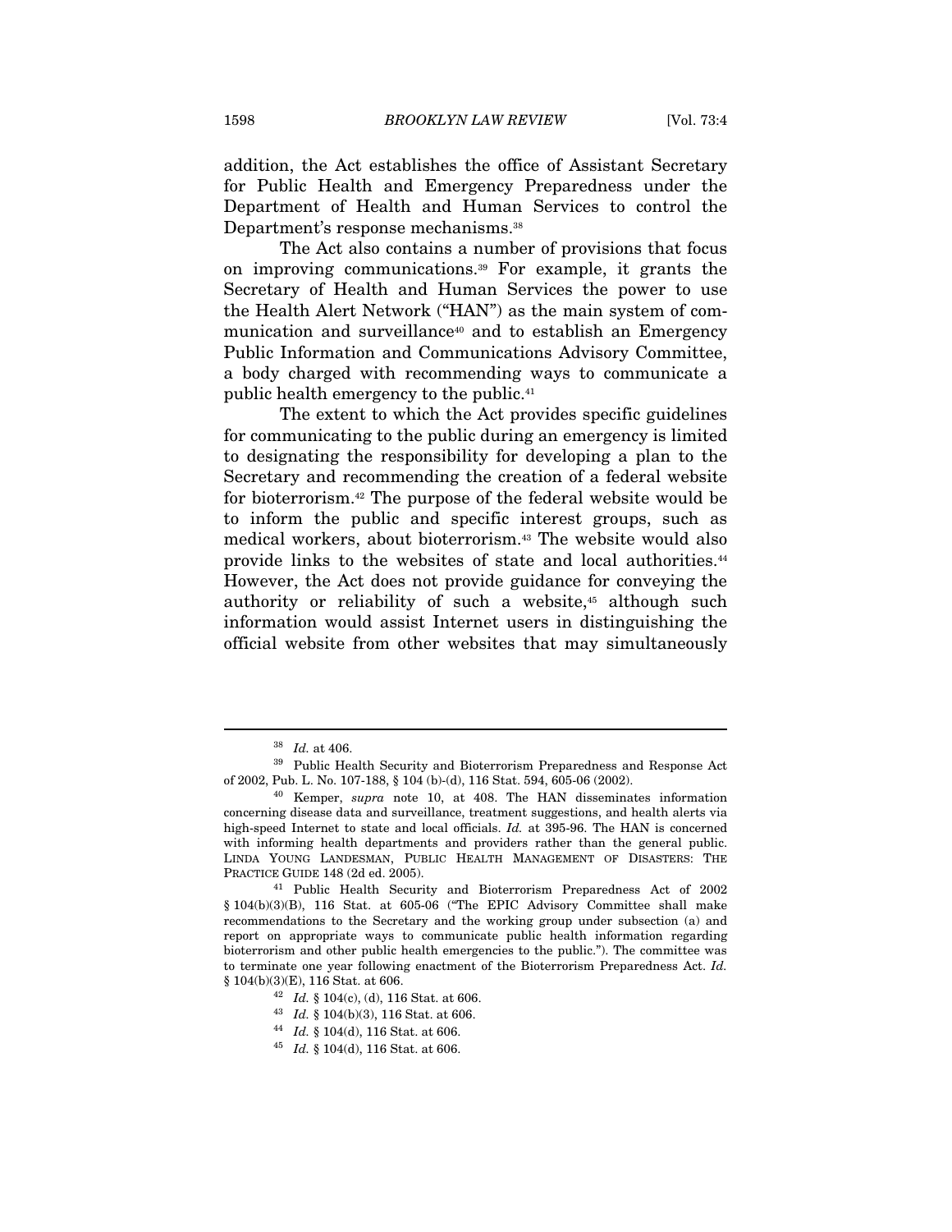addition, the Act establishes the office of Assistant Secretary for Public Health and Emergency Preparedness under the Department of Health and Human Services to control the Department's response mechanisms.[38]

The Act also contains a number of provisions that focus on improving communications.[39] For example, it grants the Secretary of Health and Human Services the power to use the Health Alert Network ("HAN") as the main system of communication and surveillance[40] and to establish an Emergency Public Information and Communications Advisory Committee, a body charged with recommending ways to communicate a public health emergency to the public.[41]

The extent to which the Act provides specific guidelines for communicating to the public during an emergency is limited to designating the responsibility for developing a plan to the Secretary and recommending the creation of a federal website for bioterrorism.[42] The purpose of the federal website would be to inform the public and specific interest groups, such as medical workers, about bioterrorism.[43] The website would also provide links to the websites of state and local authorities.[44] However, the Act does not provide guidance for conveying the authority or reliability of such a website,[45] although such information would assist Internet users in distinguishing the official website from other websites that may simultaneously

---

[38] *Id.* at 406.

[39] Public Health Security and Bioterrorism Preparedness and Response Act of 2002, Pub. L. No. 107-188, § 104 (b)-(d), 116 Stat. 594, 605-06 (2002).

[40] Kemper, *supra* note 10, at 408. The HAN disseminates information concerning disease data and surveillance, treatment suggestions, and health alerts via high-speed Internet to state and local officials. *Id.* at 395-96. The HAN is concerned with informing health departments and providers rather than the general public. LINDA YOUNG LANDESMAN, PUBLIC HEALTH MANAGEMENT OF DISASTERS: THE PRACTICE GUIDE 148 (2d ed. 2005).

[41] Public Health Security and Bioterrorism Preparedness Act of 2002 § 104(b)(3)(B), 116 Stat. at 605-06 ("The EPIC Advisory Committee shall make recommendations to the Secretary and the working group under subsection (a) and report on appropriate ways to communicate public health information regarding bioterrorism and other public health emergencies to the public."). The committee was to terminate one year following enactment of the Bioterrorism Preparedness Act. *Id.* § 104(b)(3)(E), 116 Stat. at 606.

[42] *Id.* § 104(c), (d), 116 Stat. at 606.

[43] *Id.* § 104(b)(3), 116 Stat. at 606.

[44] *Id.* § 104(d), 116 Stat. at 606.

[45] *Id.* § 104(d), 116 Stat. at 606.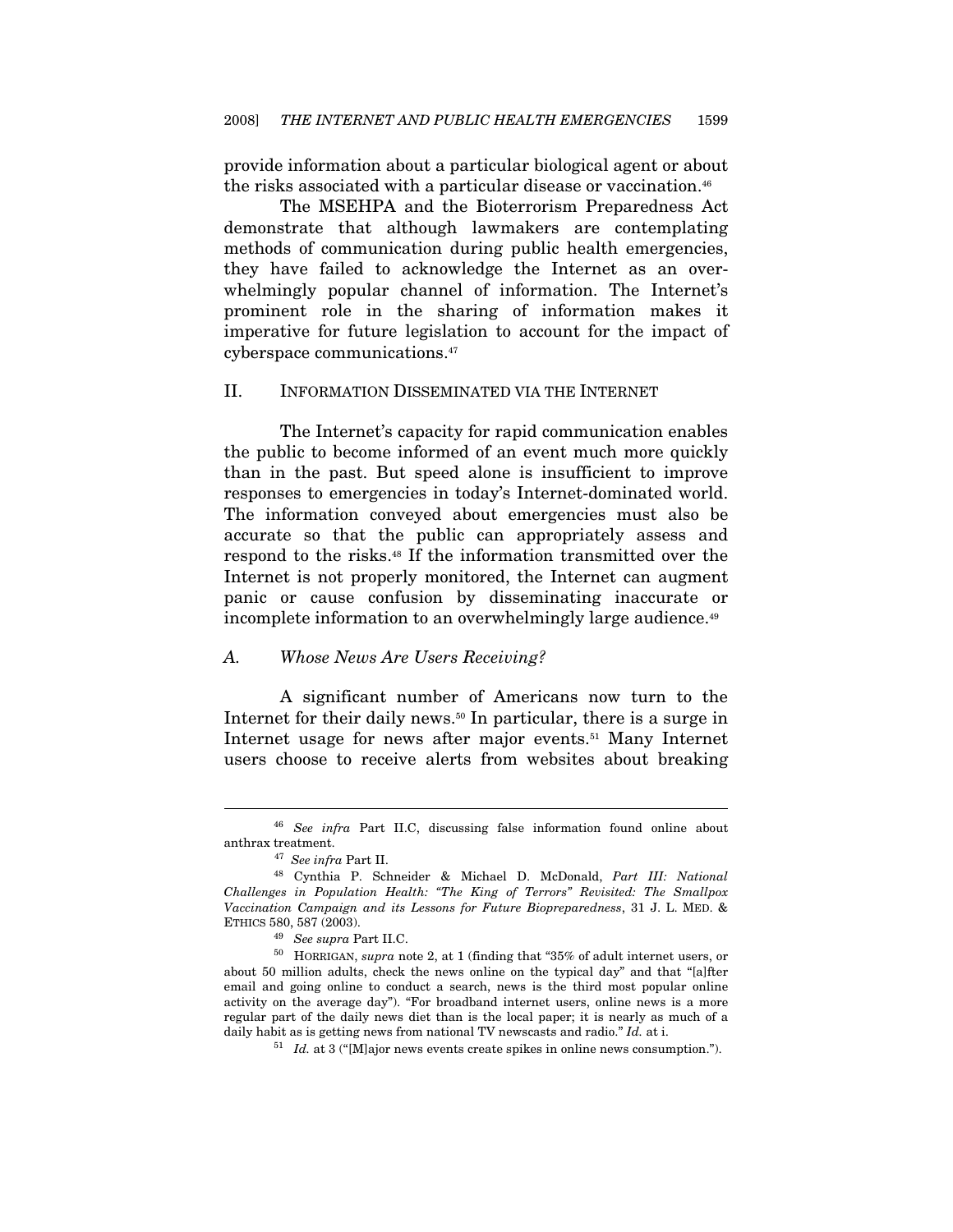provide information about a particular biological agent or about the risks associated with a particular disease or vaccination.[46]

The MSEHPA and the Bioterrorism Preparedness Act demonstrate that although lawmakers are contemplating methods of communication during public health emergencies, they have failed to acknowledge the Internet as an overwhelmingly popular channel of information. The Internet's prominent role in the sharing of information makes it imperative for future legislation to account for the impact of cyberspace communications.[47]

## II. INFORMATION DISSEMINATED VIA THE INTERNET

The Internet's capacity for rapid communication enables the public to become informed of an event much more quickly than in the past. But speed alone is insufficient to improve responses to emergencies in today's Internet-dominated world. The information conveyed about emergencies must also be accurate so that the public can appropriately assess and respond to the risks.[48] If the information transmitted over the Internet is not properly monitored, the Internet can augment panic or cause confusion by disseminating inaccurate or incomplete information to an overwhelmingly large audience.[49]

### A. *Whose News Are Users Receiving?*

A significant number of Americans now turn to the Internet for their daily news.[50] In particular, there is a surge in Internet usage for news after major events.[51] Many Internet users choose to receive alerts from websites about breaking

---

[46] *See infra* Part II.C, discussing false information found online about anthrax treatment.

[47] *See infra* Part II.

[48] Cynthia P. Schneider & Michael D. McDonald, *Part III: National Challenges in Population Health: "The King of Terrors" Revisited: The Smallpox Vaccination Campaign and its Lessons for Future Biopreparedness*, 31 J. L. MED. & ETHICS 580, 587 (2003).

[49] *See supra* Part II.C.

[50] HORRIGAN, *supra* note 2, at 1 (finding that "35% of adult internet users, or about 50 million adults, check the news online on the typical day" and that "[a]fter email and going online to conduct a search, news is the third most popular online activity on the average day"). "For broadband internet users, online news is a more regular part of the daily news diet than is the local paper; it is nearly as much of a daily habit as is getting news from national TV newscasts and radio." *Id.* at i.

[51] *Id.* at 3 ("[M]ajor news events create spikes in online news consumption.").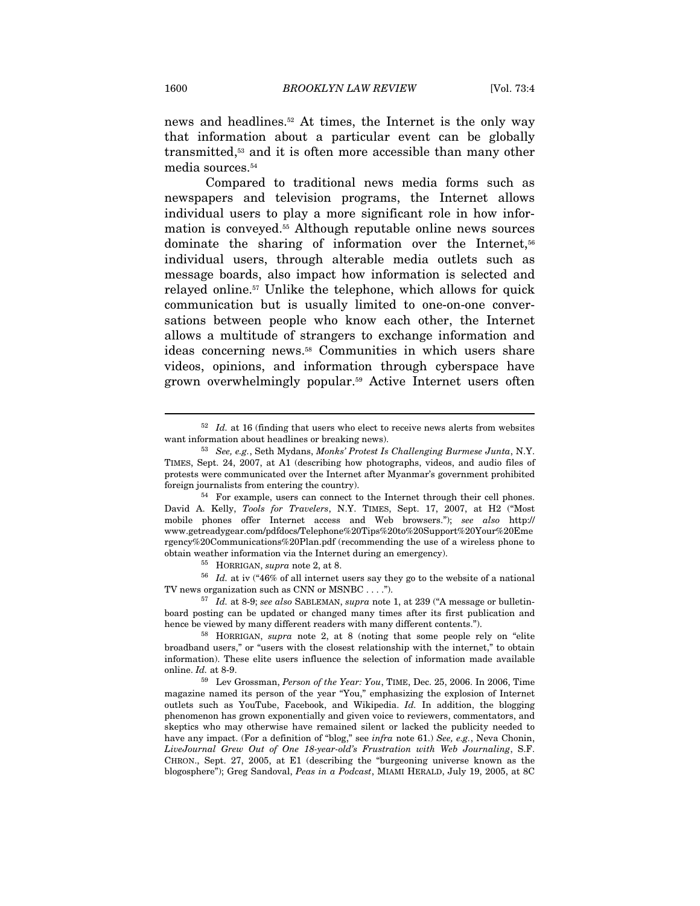news and headlines.[52] At times, the Internet is the only way that information about a particular event can be globally transmitted,[53] and it is often more accessible than many other media sources.[54]

Compared to traditional news media forms such as newspapers and television programs, the Internet allows individual users to play a more significant role in how information is conveyed.[55] Although reputable online news sources dominate the sharing of information over the Internet,[56] individual users, through alterable media outlets such as message boards, also impact how information is selected and relayed online.[57] Unlike the telephone, which allows for quick communication but is usually limited to one-on-one conversations between people who know each other, the Internet allows a multitude of strangers to exchange information and ideas concerning news.[58] Communities in which users share videos, opinions, and information through cyberspace have grown overwhelmingly popular.[59] Active Internet users often

---

[52] *Id.* at 16 (finding that users who elect to receive news alerts from websites want information about headlines or breaking news).

[53] *See, e.g.*, Seth Mydans, *Monks' Protest Is Challenging Burmese Junta*, N.Y. TIMES, Sept. 24, 2007, at A1 (describing how photographs, videos, and audio files of protests were communicated over the Internet after Myanmar's government prohibited foreign journalists from entering the country).

[54] For example, users can connect to the Internet through their cell phones. David A. Kelly, *Tools for Travelers*, N.Y. TIMES, Sept. 17, 2007, at H2 ("Most mobile phones offer Internet access and Web browsers."); *see also* http://www.getreadygear.com/pdfdocs/Telephone%20Tips%20to%20Support%20Your%20Emergency%20Communications%20Plan.pdf (recommending the use of a wireless phone to obtain weather information via the Internet during an emergency).

[55] HORRIGAN, *supra* note 2, at 8.

[56] *Id.* at iv ("46% of all internet users say they go to the website of a national TV news organization such as CNN or MSNBC . . . .").

[57] *Id.* at 8-9; *see also* SABLEMAN, *supra* note 1, at 239 ("A message or bulletin-board posting can be updated or changed many times after its first publication and hence be viewed by many different readers with many different contents.").

[58] HORRIGAN, *supra* note 2, at 8 (noting that some people rely on "elite broadband users," or "users with the closest relationship with the internet," to obtain information). These elite users influence the selection of information made available online. *Id.* at 8-9.

[59] Lev Grossman, *Person of the Year: You*, TIME, Dec. 25, 2006. In 2006, Time magazine named its person of the year "You," emphasizing the explosion of Internet outlets such as YouTube, Facebook, and Wikipedia. *Id.* In addition, the blogging phenomenon has grown exponentially and given voice to reviewers, commentators, and skeptics who may otherwise have remained silent or lacked the publicity needed to have any impact. (For a definition of "blog," see *infra* note 61.) *See, e.g.*, Neva Chonin, *LiveJournal Grew Out of One 18-year-old's Frustration with Web Journaling*, S.F. CHRON., Sept. 27, 2005, at E1 (describing the "burgeoning universe known as the blogosphere"); Greg Sandoval, *Peas in a Podcast*, MIAMI HERALD, July 19, 2005, at 8C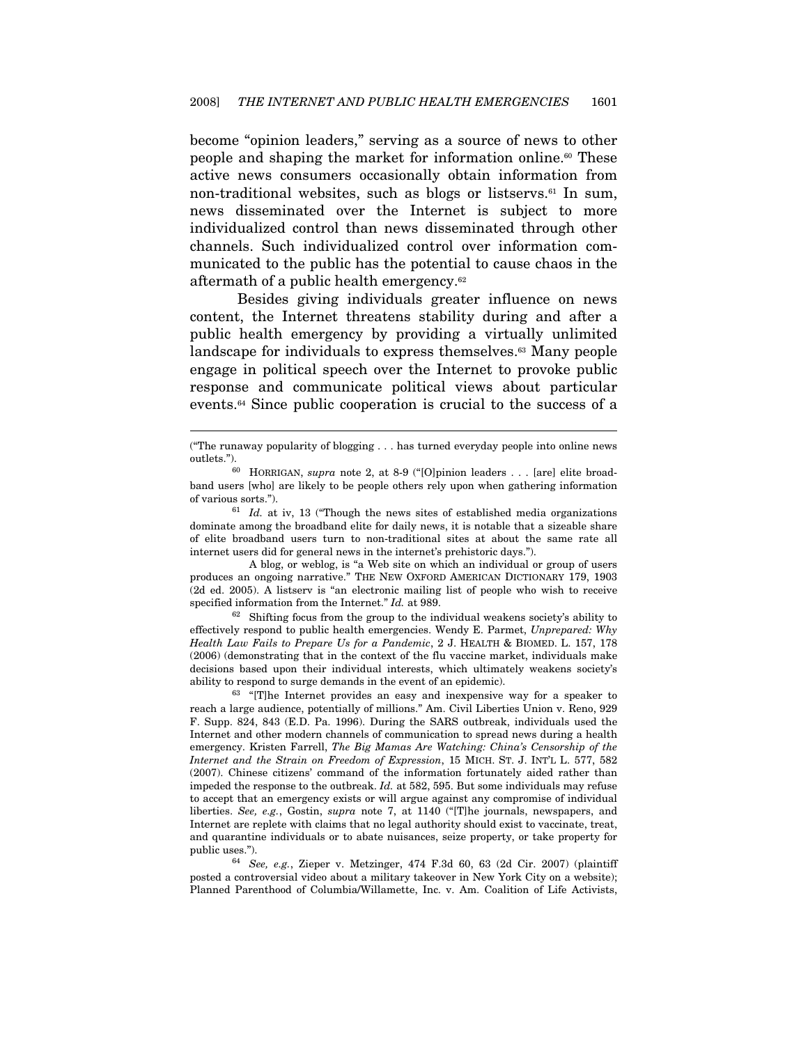become "opinion leaders," serving as a source of news to other people and shaping the market for information online.[60] These active news consumers occasionally obtain information from non-traditional websites, such as blogs or listservs.[61] In sum, news disseminated over the Internet is subject to more individualized control than news disseminated through other channels. Such individualized control over information communicated to the public has the potential to cause chaos in the aftermath of a public health emergency.[62]

Besides giving individuals greater influence on news content, the Internet threatens stability during and after a public health emergency by providing a virtually unlimited landscape for individuals to express themselves.[63] Many people engage in political speech over the Internet to provoke public response and communicate political views about particular events.[64] Since public cooperation is crucial to the success of a

---

("The runaway popularity of blogging . . . has turned everyday people into online news outlets.").

[60] HORRIGAN, *supra* note 2, at 8-9 ("[O]pinion leaders . . . [are] elite broadband users [who] are likely to be people others rely upon when gathering information of various sorts.").

[61] *Id.* at iv, 13 ("Though the news sites of established media organizations dominate among the broadband elite for daily news, it is notable that a sizeable share of elite broadband users turn to non-traditional sites at about the same rate all internet users did for general news in the internet's prehistoric days.").

A blog, or weblog, is "a Web site on which an individual or group of users produces an ongoing narrative." THE NEW OXFORD AMERICAN DICTIONARY 179, 1903 (2d ed. 2005). A listserv is "an electronic mailing list of people who wish to receive specified information from the Internet." *Id.* at 989.

[62] Shifting focus from the group to the individual weakens society's ability to effectively respond to public health emergencies. Wendy E. Parmet, *Unprepared: Why Health Law Fails to Prepare Us for a Pandemic*, 2 J. HEALTH & BIOMED. L. 157, 178 (2006) (demonstrating that in the context of the flu vaccine market, individuals make decisions based upon their individual interests, which ultimately weakens society's ability to respond to surge demands in the event of an epidemic).

[63] "[T]he Internet provides an easy and inexpensive way for a speaker to reach a large audience, potentially of millions." Am. Civil Liberties Union v. Reno, 929 F. Supp. 824, 843 (E.D. Pa. 1996). During the SARS outbreak, individuals used the Internet and other modern channels of communication to spread news during a health emergency. Kristen Farrell, *The Big Mamas Are Watching: China's Censorship of the Internet and the Strain on Freedom of Expression*, 15 MICH. ST. J. INT'L L. 577, 582 (2007). Chinese citizens' command of the information fortunately aided rather than impeded the response to the outbreak. *Id.* at 582, 595. But some individuals may refuse to accept that an emergency exists or will argue against any compromise of individual liberties. *See, e.g.*, Gostin, *supra* note 7, at 1140 ("[T]he journals, newspapers, and Internet are replete with claims that no legal authority should exist to vaccinate, treat, and quarantine individuals or to abate nuisances, seize property, or take property for public uses.").

[64] *See, e.g.*, Zieper v. Metzinger, 474 F.3d 60, 63 (2d Cir. 2007) (plaintiff posted a controversial video about a military takeover in New York City on a website); Planned Parenthood of Columbia/Willamette, Inc. v. Am. Coalition of Life Activists,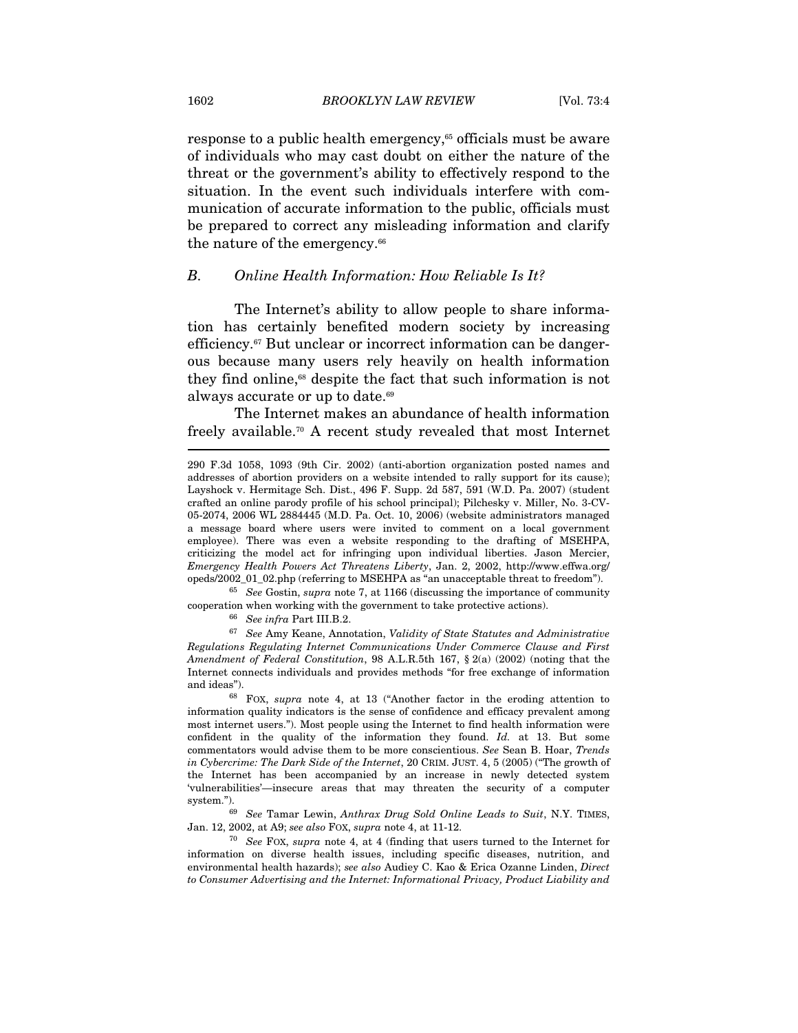response to a public health emergency,[65] officials must be aware of individuals who may cast doubt on either the nature of the threat or the government's ability to effectively respond to the situation. In the event such individuals interfere with communication of accurate information to the public, officials must be prepared to correct any misleading information and clarify the nature of the emergency.[66]

### B. *Online Health Information: How Reliable Is It?*

The Internet's ability to allow people to share information has certainly benefited modern society by increasing efficiency.[67] But unclear or incorrect information can be dangerous because many users rely heavily on health information they find online,[68] despite the fact that such information is not always accurate or up to date.[69]

The Internet makes an abundance of health information freely available.[70] A recent study revealed that most Internet

---

290 F.3d 1058, 1093 (9th Cir. 2002) (anti-abortion organization posted names and addresses of abortion providers on a website intended to rally support for its cause); Layshock v. Hermitage Sch. Dist., 496 F. Supp. 2d 587, 591 (W.D. Pa. 2007) (student crafted an online parody profile of his school principal); Pilchesky v. Miller, No. 3-CV-05-2074, 2006 WL 2884445 (M.D. Pa. Oct. 10, 2006) (website administrators managed a message board where users were invited to comment on a local government employee). There was even a website responding to the drafting of MSEHPA, criticizing the model act for infringing upon individual liberties. Jason Mercier, *Emergency Health Powers Act Threatens Liberty*, Jan. 2, 2002, http://www.effwa.org/opeds/2002_01_02.php (referring to MSEHPA as "an unacceptable threat to freedom").

[65] *See* Gostin, *supra* note 7, at 1166 (discussing the importance of community cooperation when working with the government to take protective actions).

[66] *See infra* Part III.B.2.

[67] *See* Amy Keane, Annotation, *Validity of State Statutes and Administrative Regulations Regulating Internet Communications Under Commerce Clause and First Amendment of Federal Constitution*, 98 A.L.R.5th 167, § 2(a) (2002) (noting that the Internet connects individuals and provides methods "for free exchange of information and ideas").

[68] FOX, *supra* note 4, at 13 ("Another factor in the eroding attention to information quality indicators is the sense of confidence and efficacy prevalent among most internet users."). Most people using the Internet to find health information were confident in the quality of the information they found. *Id.* at 13. But some commentators would advise them to be more conscientious. *See* Sean B. Hoar, *Trends in Cybercrime: The Dark Side of the Internet*, 20 CRIM. JUST. 4, 5 (2005) ("The growth of the Internet has been accompanied by an increase in newly detected system 'vulnerabilities'—insecure areas that may threaten the security of a computer system.").

[69] *See* Tamar Lewin, *Anthrax Drug Sold Online Leads to Suit*, N.Y. TIMES, Jan. 12, 2002, at A9; *see also* FOX, *supra* note 4, at 11-12.

[70] *See* FOX, *supra* note 4, at 4 (finding that users turned to the Internet for information on diverse health issues, including specific diseases, nutrition, and environmental health hazards); *see also* Audiey C. Kao & Erica Ozanne Linden, *Direct to Consumer Advertising and the Internet: Informational Privacy, Product Liability and*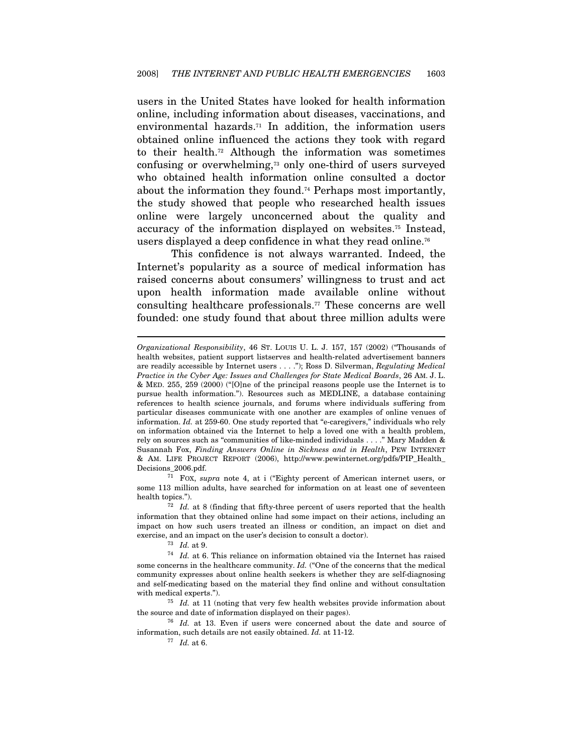users in the United States have looked for health information online, including information about diseases, vaccinations, and environmental hazards.[71] In addition, the information users obtained online influenced the actions they took with regard to their health.[72] Although the information was sometimes confusing or overwhelming,[73] only one-third of users surveyed who obtained health information online consulted a doctor about the information they found.[74] Perhaps most importantly, the study showed that people who researched health issues online were largely unconcerned about the quality and accuracy of the information displayed on websites.[75] Instead, users displayed a deep confidence in what they read online.[76]

This confidence is not always warranted. Indeed, the Internet's popularity as a source of medical information has raised concerns about consumers' willingness to trust and act upon health information made available online without consulting healthcare professionals.[77] These concerns are well founded: one study found that about three million adults were

---

*Organizational Responsibility*, 46 ST. LOUIS U. L. J. 157, 157 (2002) ("Thousands of health websites, patient support listserves and health-related advertisement banners are readily accessible by Internet users . . . ."); Ross D. Silverman, *Regulating Medical Practice in the Cyber Age: Issues and Challenges for State Medical Boards*, 26 AM. J. L. & MED. 255, 259 (2000) ("[O]ne of the principal reasons people use the Internet is to pursue health information."). Resources such as MEDLINE, a database containing references to health science journals, and forums where individuals suffering from particular diseases communicate with one another are examples of online venues of information. *Id.* at 259-60. One study reported that "e-caregivers," individuals who rely on information obtained via the Internet to help a loved one with a health problem, rely on sources such as "communities of like-minded individuals . . . ." Mary Madden & Susannah Fox, *Finding Answers Online in Sickness and in Health*, PEW INTERNET & AM. LIFE PROJECT REPORT (2006), http://www.pewinternet.org/pdfs/PIP_Health_Decisions_2006.pdf.

[71] FOX, *supra* note 4, at i ("Eighty percent of American internet users, or some 113 million adults, have searched for information on at least one of seventeen health topics.").

[72] *Id.* at 8 (finding that fifty-three percent of users reported that the health information that they obtained online had some impact on their actions, including an impact on how such users treated an illness or condition, an impact on diet and exercise, and an impact on the user's decision to consult a doctor).

[73] *Id.* at 9.

[74] *Id.* at 6. This reliance on information obtained via the Internet has raised some concerns in the healthcare community. *Id.* ("One of the concerns that the medical community expresses about online health seekers is whether they are self-diagnosing and self-medicating based on the material they find online and without consultation with medical experts.").

[75] *Id.* at 11 (noting that very few health websites provide information about the source and date of information displayed on their pages).

[76] *Id.* at 13. Even if users were concerned about the date and source of information, such details are not easily obtained. *Id.* at 11-12.

[77] *Id.* at 6.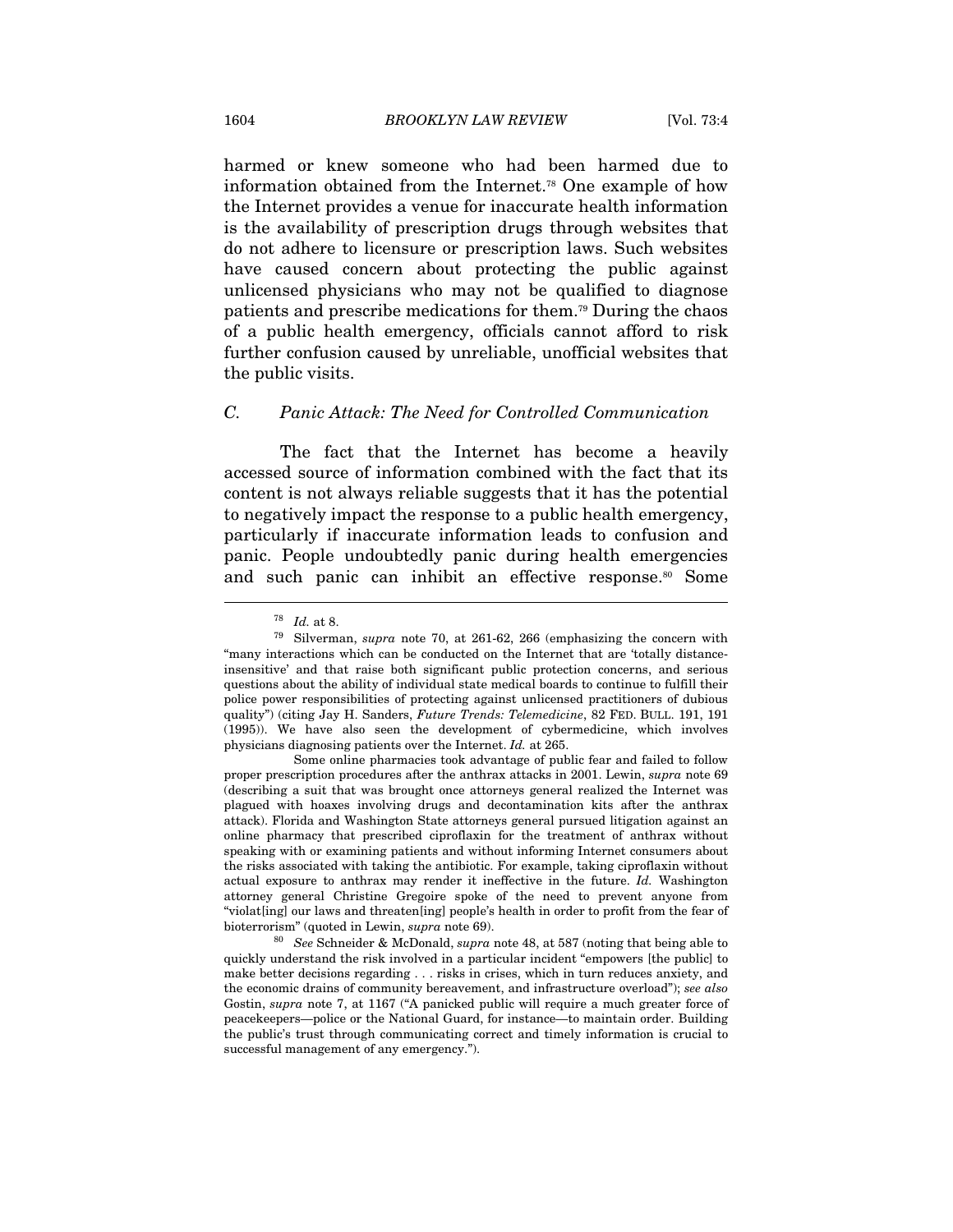harmed or knew someone who had been harmed due to information obtained from the Internet.[78] One example of how the Internet provides a venue for inaccurate health information is the availability of prescription drugs through websites that do not adhere to licensure or prescription laws. Such websites have caused concern about protecting the public against unlicensed physicians who may not be qualified to diagnose patients and prescribe medications for them.[79] During the chaos of a public health emergency, officials cannot afford to risk further confusion caused by unreliable, unofficial websites that the public visits.

### *C. Panic Attack: The Need for Controlled Communication*

The fact that the Internet has become a heavily accessed source of information combined with the fact that its content is not always reliable suggests that it has the potential to negatively impact the response to a public health emergency, particularly if inaccurate information leads to confusion and panic. People undoubtedly panic during health emergencies and such panic can inhibit an effective response.[80] Some

---

[78] *Id.* at 8.

[79] Silverman, *supra* note 70, at 261-62, 266 (emphasizing the concern with "many interactions which can be conducted on the Internet that are 'totally distance-insensitive' and that raise both significant public protection concerns, and serious questions about the ability of individual state medical boards to continue to fulfill their police power responsibilities of protecting against unlicensed practitioners of dubious quality") (citing Jay H. Sanders, *Future Trends: Telemedicine*, 82 FED. BULL. 191, 191 (1995)). We have also seen the development of cybermedicine, which involves physicians diagnosing patients over the Internet. *Id.* at 265.

Some online pharmacies took advantage of public fear and failed to follow proper prescription procedures after the anthrax attacks in 2001. Lewin, *supra* note 69 (describing a suit that was brought once attorneys general realized the Internet was plagued with hoaxes involving drugs and decontamination kits after the anthrax attack). Florida and Washington State attorneys general pursued litigation against an online pharmacy that prescribed ciproflaxin for the treatment of anthrax without speaking with or examining patients and without informing Internet consumers about the risks associated with taking the antibiotic. For example, taking ciproflaxin without actual exposure to anthrax may render it ineffective in the future. *Id.* Washington attorney general Christine Gregoire spoke of the need to prevent anyone from "violat[ing] our laws and threaten[ing] people's health in order to profit from the fear of bioterrorism" (quoted in Lewin, *supra* note 69).

[80] *See* Schneider & McDonald, *supra* note 48, at 587 (noting that being able to quickly understand the risk involved in a particular incident "empowers [the public] to make better decisions regarding . . . risks in crises, which in turn reduces anxiety, and the economic drains of community bereavement, and infrastructure overload"); *see also* Gostin, *supra* note 7, at 1167 ("A panicked public will require a much greater force of peacekeepers—police or the National Guard, for instance—to maintain order. Building the public's trust through communicating correct and timely information is crucial to successful management of any emergency.").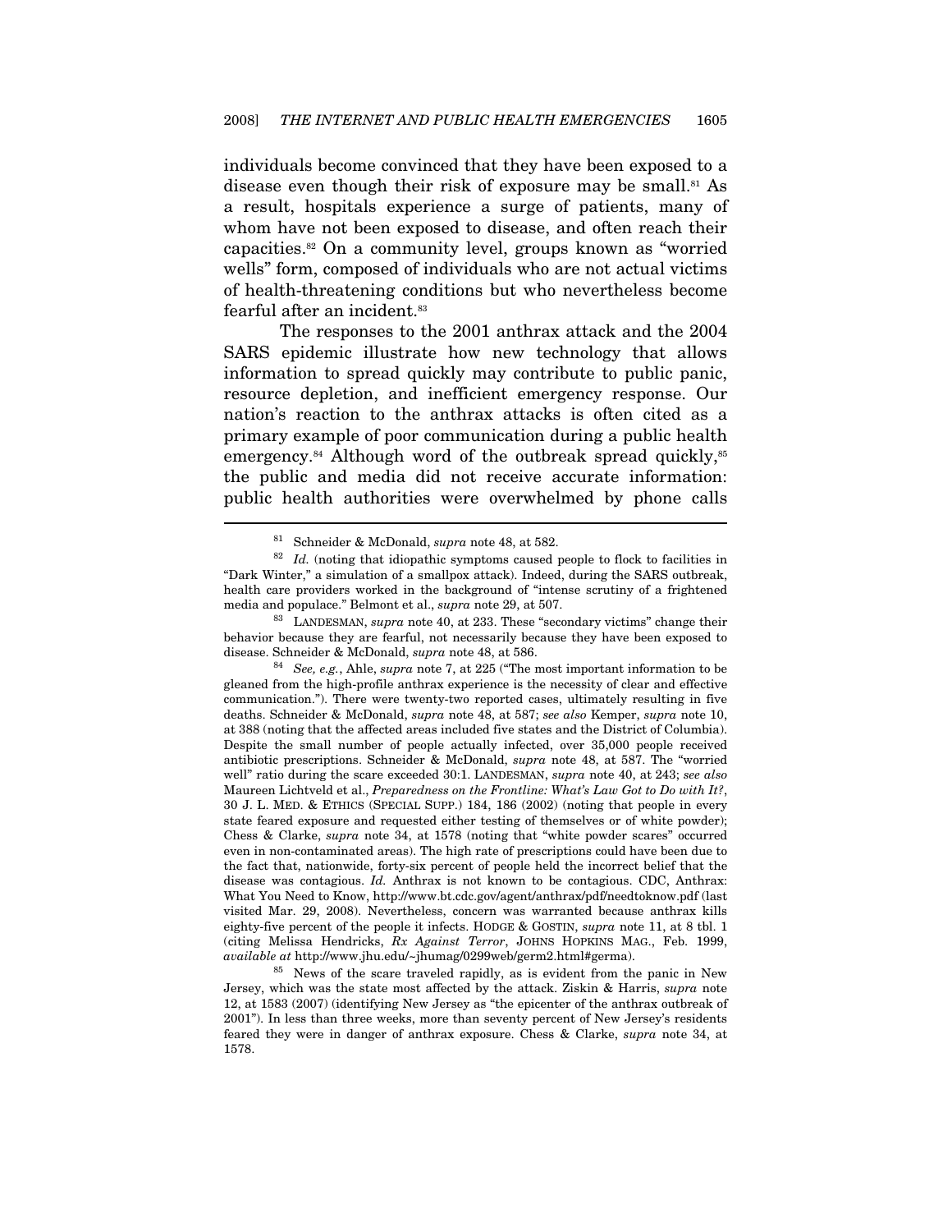individuals become convinced that they have been exposed to a disease even though their risk of exposure may be small.[81] As a result, hospitals experience a surge of patients, many of whom have not been exposed to disease, and often reach their capacities.[82] On a community level, groups known as "worried wells" form, composed of individuals who are not actual victims of health-threatening conditions but who nevertheless become fearful after an incident.[83]

The responses to the 2001 anthrax attack and the 2004 SARS epidemic illustrate how new technology that allows information to spread quickly may contribute to public panic, resource depletion, and inefficient emergency response. Our nation's reaction to the anthrax attacks is often cited as a primary example of poor communication during a public health emergency.[84] Although word of the outbreak spread quickly,[85] the public and media did not receive accurate information: public health authorities were overwhelmed by phone calls

---

[81] Schneider & McDonald, *supra* note 48, at 582.

[82] *Id.* (noting that idiopathic symptoms caused people to flock to facilities in "Dark Winter," a simulation of a smallpox attack). Indeed, during the SARS outbreak, health care providers worked in the background of "intense scrutiny of a frightened media and populace." Belmont et al., *supra* note 29, at 507.

[83] LANDESMAN, *supra* note 40, at 233. These "secondary victims" change their behavior because they are fearful, not necessarily because they have been exposed to disease. Schneider & McDonald, *supra* note 48, at 586.

[84] *See, e.g.*, Ahle, *supra* note 7, at 225 ("The most important information to be gleaned from the high-profile anthrax experience is the necessity of clear and effective communication."). There were twenty-two reported cases, ultimately resulting in five deaths. Schneider & McDonald, *supra* note 48, at 587; *see also* Kemper, *supra* note 10, at 388 (noting that the affected areas included five states and the District of Columbia). Despite the small number of people actually infected, over 35,000 people received antibiotic prescriptions. Schneider & McDonald, *supra* note 48, at 587. The "worried well" ratio during the scare exceeded 30:1. LANDESMAN, *supra* note 40, at 243; *see also* Maureen Lichtveld et al., *Preparedness on the Frontline: What's Law Got to Do with It?*, 30 J. L. MED. & ETHICS (SPECIAL SUPP.) 184, 186 (2002) (noting that people in every state feared exposure and requested either testing of themselves or of white powder); Chess & Clarke, *supra* note 34, at 1578 (noting that "white powder scares" occurred even in non-contaminated areas). The high rate of prescriptions could have been due to the fact that, nationwide, forty-six percent of people held the incorrect belief that the disease was contagious. *Id.* Anthrax is not known to be contagious. CDC, Anthrax: What You Need to Know, http://www.bt.cdc.gov/agent/anthrax/pdf/needtoknow.pdf (last visited Mar. 29, 2008). Nevertheless, concern was warranted because anthrax kills eighty-five percent of the people it infects. HODGE & GOSTIN, *supra* note 11, at 8 tbl. 1 (citing Melissa Hendricks, *Rx Against Terror*, JOHNS HOPKINS MAG., Feb. 1999, *available at* http://www.jhu.edu/~jhumag/0299web/germ2.html#germa).

[85] News of the scare traveled rapidly, as is evident from the panic in New Jersey, which was the state most affected by the attack. Ziskin & Harris, *supra* note 12, at 1583 (2007) (identifying New Jersey as "the epicenter of the anthrax outbreak of 2001"). In less than three weeks, more than seventy percent of New Jersey's residents feared they were in danger of anthrax exposure. Chess & Clarke, *supra* note 34, at 1578.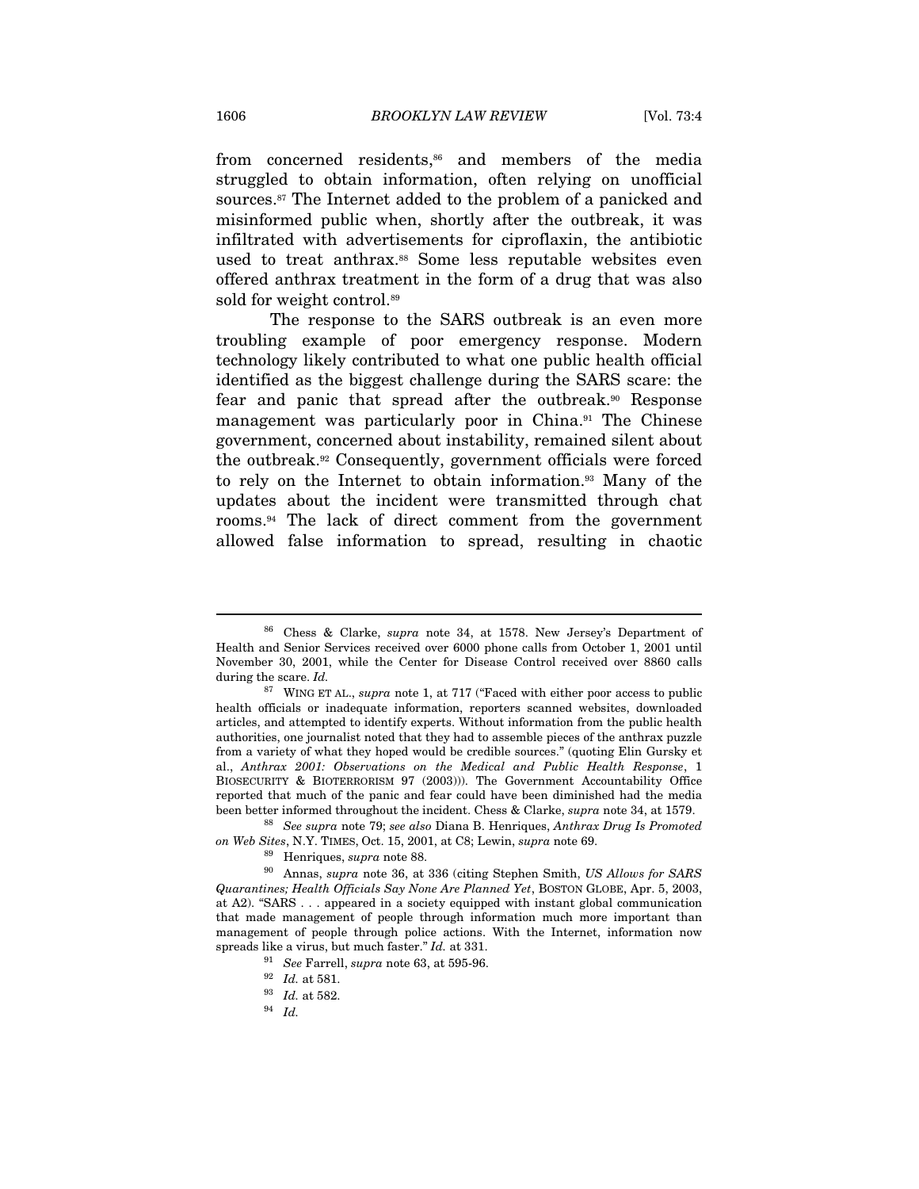from concerned residents,[86] and members of the media struggled to obtain information, often relying on unofficial sources.[87] The Internet added to the problem of a panicked and misinformed public when, shortly after the outbreak, it was infiltrated with advertisements for ciproflaxin, the antibiotic used to treat anthrax.[88] Some less reputable websites even offered anthrax treatment in the form of a drug that was also sold for weight control.[89]

The response to the SARS outbreak is an even more troubling example of poor emergency response. Modern technology likely contributed to what one public health official identified as the biggest challenge during the SARS scare: the fear and panic that spread after the outbreak.[90] Response management was particularly poor in China.[91] The Chinese government, concerned about instability, remained silent about the outbreak.[92] Consequently, government officials were forced to rely on the Internet to obtain information.[93] Many of the updates about the incident were transmitted through chat rooms.[94] The lack of direct comment from the government allowed false information to spread, resulting in chaotic

---

[86] Chess & Clarke, *supra* note 34, at 1578. New Jersey's Department of Health and Senior Services received over 6000 phone calls from October 1, 2001 until November 30, 2001, while the Center for Disease Control received over 8860 calls during the scare. *Id.*

[87] WING ET AL., *supra* note 1, at 717 ("Faced with either poor access to public health officials or inadequate information, reporters scanned websites, downloaded articles, and attempted to identify experts. Without information from the public health authorities, one journalist noted that they had to assemble pieces of the anthrax puzzle from a variety of what they hoped would be credible sources." (quoting Elin Gursky et al., *Anthrax 2001: Observations on the Medical and Public Health Response*, 1 BIOSECURITY & BIOTERRORISM 97 (2003))). The Government Accountability Office reported that much of the panic and fear could have been diminished had the media been better informed throughout the incident. Chess & Clarke, *supra* note 34, at 1579.

[88] *See supra* note 79; *see also* Diana B. Henriques, *Anthrax Drug Is Promoted on Web Sites*, N.Y. TIMES, Oct. 15, 2001, at C8; Lewin, *supra* note 69.

[89] Henriques, *supra* note 88.

[90] Annas, *supra* note 36, at 336 (citing Stephen Smith, *US Allows for SARS Quarantines; Health Officials Say None Are Planned Yet*, BOSTON GLOBE, Apr. 5, 2003, at A2). "SARS . . . appeared in a society equipped with instant global communication that made management of people through information much more important than management of people through police actions. With the Internet, information now spreads like a virus, but much faster." *Id.* at 331.

[91] *See* Farrell, *supra* note 63, at 595-96.

[92] *Id.* at 581.

[93] *Id.* at 582.

[94] *Id.*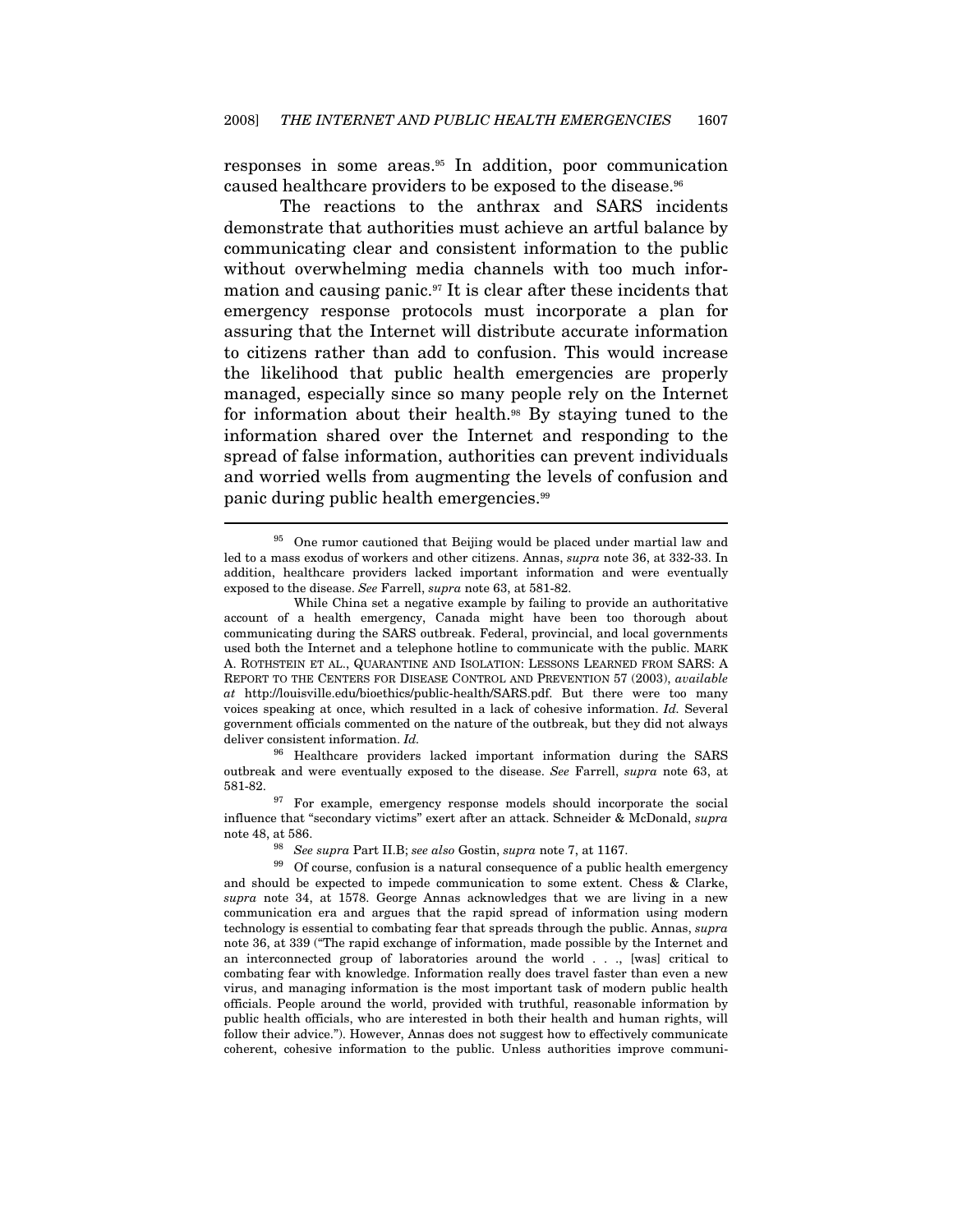responses in some areas.[95] In addition, poor communication caused healthcare providers to be exposed to the disease.[96]

The reactions to the anthrax and SARS incidents demonstrate that authorities must achieve an artful balance by communicating clear and consistent information to the public without overwhelming media channels with too much information and causing panic.[97] It is clear after these incidents that emergency response protocols must incorporate a plan for assuring that the Internet will distribute accurate information to citizens rather than add to confusion. This would increase the likelihood that public health emergencies are properly managed, especially since so many people rely on the Internet for information about their health.[98] By staying tuned to the information shared over the Internet and responding to the spread of false information, authorities can prevent individuals and worried wells from augmenting the levels of confusion and panic during public health emergencies.[99]

---

[95] One rumor cautioned that Beijing would be placed under martial law and led to a mass exodus of workers and other citizens. Annas, *supra* note 36, at 332-33. In addition, healthcare providers lacked important information and were eventually exposed to the disease. *See* Farrell, *supra* note 63, at 581-82.

While China set a negative example by failing to provide an authoritative account of a health emergency, Canada might have been too thorough about communicating during the SARS outbreak. Federal, provincial, and local governments used both the Internet and a telephone hotline to communicate with the public. MARK A. ROTHSTEIN ET AL., QUARANTINE AND ISOLATION: LESSONS LEARNED FROM SARS: A REPORT TO THE CENTERS FOR DISEASE CONTROL AND PREVENTION 57 (2003), *available at* http://louisville.edu/bioethics/public-health/SARS.pdf. But there were too many voices speaking at once, which resulted in a lack of cohesive information. *Id.* Several government officials commented on the nature of the outbreak, but they did not always deliver consistent information. *Id.*

[96] Healthcare providers lacked important information during the SARS outbreak and were eventually exposed to the disease. *See* Farrell, *supra* note 63, at 581-82.

[97] For example, emergency response models should incorporate the social influence that "secondary victims" exert after an attack. Schneider & McDonald, *supra* note 48, at 586.

[98] *See supra* Part II.B; *see also* Gostin, *supra* note 7, at 1167.

[99] Of course, confusion is a natural consequence of a public health emergency and should be expected to impede communication to some extent. Chess & Clarke, *supra* note 34, at 1578. George Annas acknowledges that we are living in a new communication era and argues that the rapid spread of information using modern technology is essential to combating fear that spreads through the public. Annas, *supra* note 36, at 339 ("The rapid exchange of information, made possible by the Internet and an interconnected group of laboratories around the world . . ., [was] critical to combating fear with knowledge. Information really does travel faster than even a new virus, and managing information is the most important task of modern public health officials. People around the world, provided with truthful, reasonable information by public health officials, who are interested in both their health and human rights, will follow their advice."). However, Annas does not suggest how to effectively communicate coherent, cohesive information to the public. Unless authorities improve communi-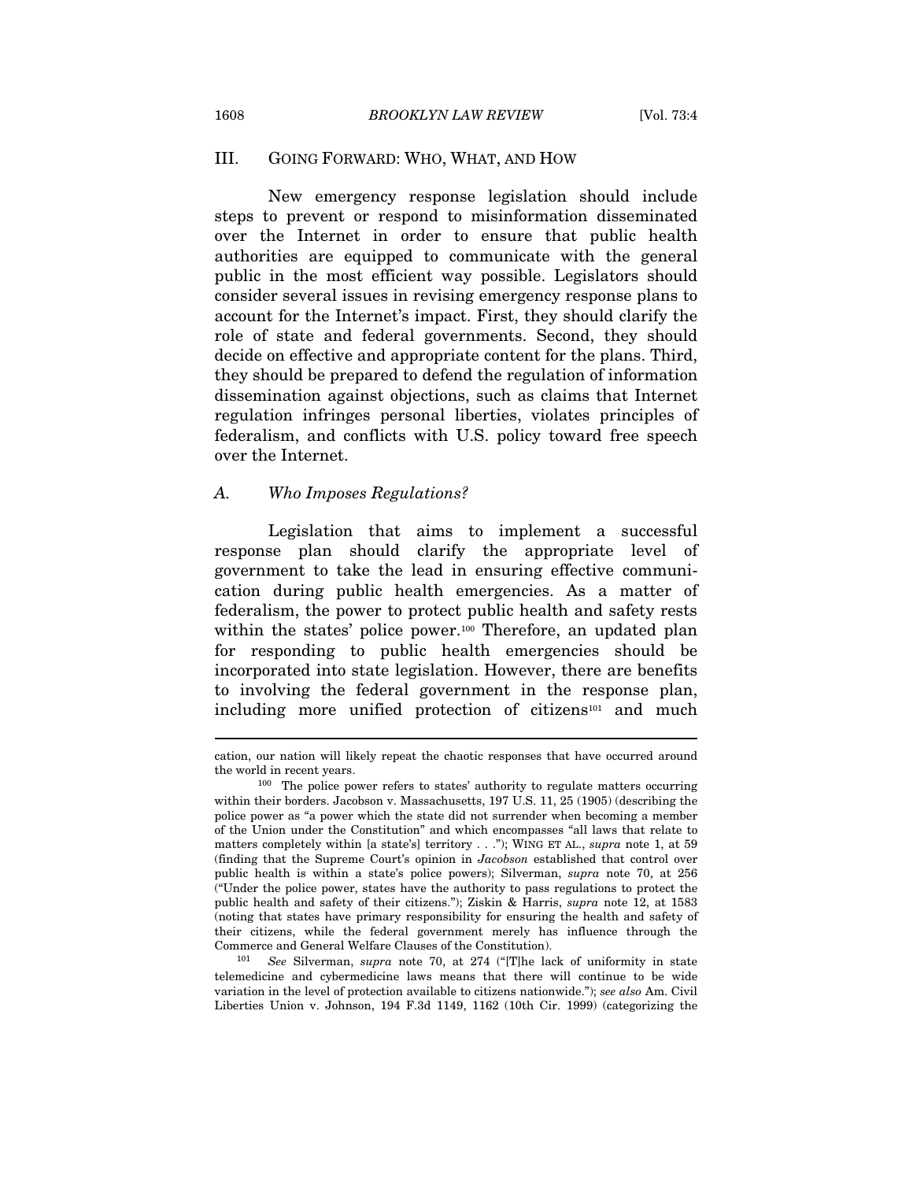## III. GOING FORWARD: WHO, WHAT, AND HOW

New emergency response legislation should include steps to prevent or respond to misinformation disseminated over the Internet in order to ensure that public health authorities are equipped to communicate with the general public in the most efficient way possible. Legislators should consider several issues in revising emergency response plans to account for the Internet's impact. First, they should clarify the role of state and federal governments. Second, they should decide on effective and appropriate content for the plans. Third, they should be prepared to defend the regulation of information dissemination against objections, such as claims that Internet regulation infringes personal liberties, violates principles of federalism, and conflicts with U.S. policy toward free speech over the Internet.

### A. *Who Imposes Regulations?*

Legislation that aims to implement a successful response plan should clarify the appropriate level of government to take the lead in ensuring effective communication during public health emergencies. As a matter of federalism, the power to protect public health and safety rests within the states' police power.[100] Therefore, an updated plan for responding to public health emergencies should be incorporated into state legislation. However, there are benefits to involving the federal government in the response plan, including more unified protection of citizens[101] and much

---

cation, our nation will likely repeat the chaotic responses that have occurred around the world in recent years.

[100] The police power refers to states' authority to regulate matters occurring within their borders. Jacobson v. Massachusetts, 197 U.S. 11, 25 (1905) (describing the police power as "a power which the state did not surrender when becoming a member of the Union under the Constitution" and which encompasses "all laws that relate to matters completely within [a state's] territory . . ."); WING ET AL., *supra* note 1, at 59 (finding that the Supreme Court's opinion in *Jacobson* established that control over public health is within a state's police powers); Silverman, *supra* note 70, at 256 ("Under the police power, states have the authority to pass regulations to protect the public health and safety of their citizens."); Ziskin & Harris, *supra* note 12, at 1583 (noting that states have primary responsibility for ensuring the health and safety of their citizens, while the federal government merely has influence through the Commerce and General Welfare Clauses of the Constitution).

[101] *See* Silverman, *supra* note 70, at 274 ("[T]he lack of uniformity in state telemedicine and cybermedicine laws means that there will continue to be wide variation in the level of protection available to citizens nationwide."); *see also* Am. Civil Liberties Union v. Johnson, 194 F.3d 1149, 1162 (10th Cir. 1999) (categorizing the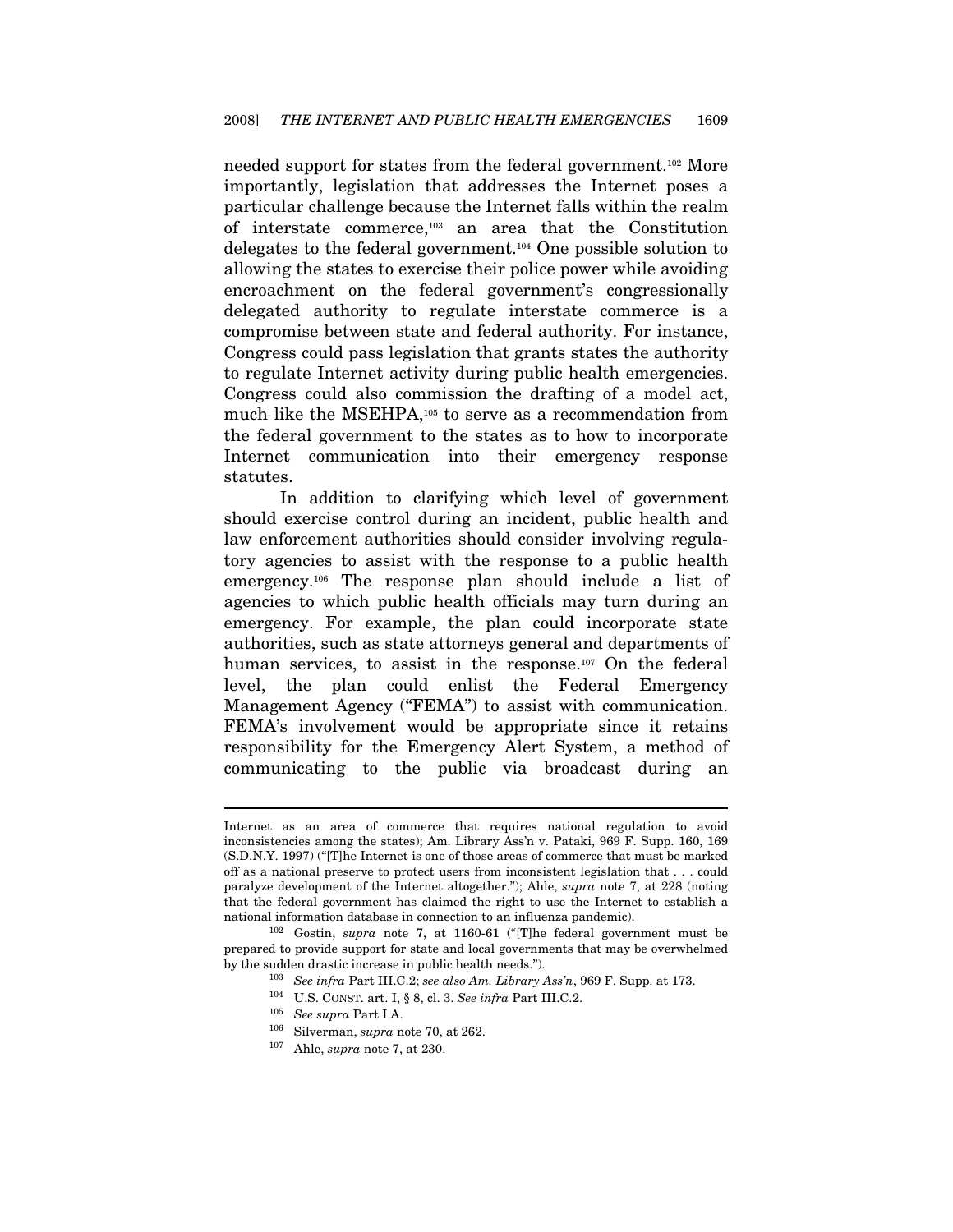needed support for states from the federal government.[102] More importantly, legislation that addresses the Internet poses a particular challenge because the Internet falls within the realm of interstate commerce,[103] an area that the Constitution delegates to the federal government.[104] One possible solution to allowing the states to exercise their police power while avoiding encroachment on the federal government's congressionally delegated authority to regulate interstate commerce is a compromise between state and federal authority. For instance, Congress could pass legislation that grants states the authority to regulate Internet activity during public health emergencies. Congress could also commission the drafting of a model act, much like the MSEHPA,[105] to serve as a recommendation from the federal government to the states as to how to incorporate Internet communication into their emergency response statutes.

In addition to clarifying which level of government should exercise control during an incident, public health and law enforcement authorities should consider involving regulatory agencies to assist with the response to a public health emergency.[106] The response plan should include a list of agencies to which public health officials may turn during an emergency. For example, the plan could incorporate state authorities, such as state attorneys general and departments of human services, to assist in the response.[107] On the federal level, the plan could enlist the Federal Emergency Management Agency ("FEMA") to assist with communication. FEMA's involvement would be appropriate since it retains responsibility for the Emergency Alert System, a method of communicating to the public via broadcast during an

---

Internet as an area of commerce that requires national regulation to avoid inconsistencies among the states); Am. Library Ass'n v. Pataki, 969 F. Supp. 160, 169 (S.D.N.Y. 1997) ("[T]he Internet is one of those areas of commerce that must be marked off as a national preserve to protect users from inconsistent legislation that . . . could paralyze development of the Internet altogether."); Ahle, *supra* note 7, at 228 (noting that the federal government has claimed the right to use the Internet to establish a national information database in connection to an influenza pandemic).

[102] Gostin, *supra* note 7, at 1160-61 ("[T]he federal government must be prepared to provide support for state and local governments that may be overwhelmed by the sudden drastic increase in public health needs.").

[103] *See infra* Part III.C.2; *see also Am. Library Ass'n*, 969 F. Supp. at 173.

[104] U.S. CONST. art. I, § 8, cl. 3. *See infra* Part III.C.2.

[105] *See supra* Part I.A.

[106] Silverman, *supra* note 70, at 262.

[107] Ahle, *supra* note 7, at 230.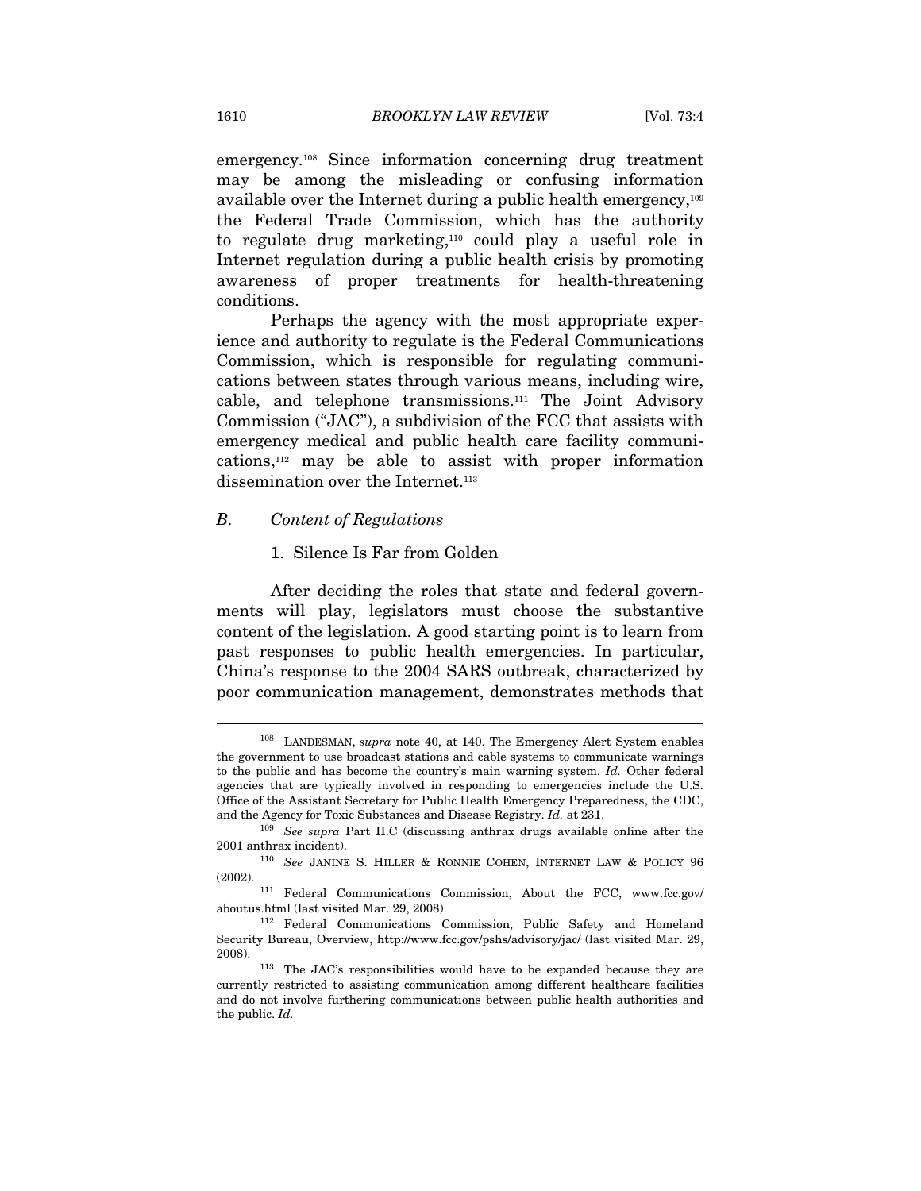emergency.[108] Since information concerning drug treatment may be among the misleading or confusing information available over the Internet during a public health emergency,[109] the Federal Trade Commission, which has the authority to regulate drug marketing,[110] could play a useful role in Internet regulation during a public health crisis by promoting awareness of proper treatments for health-threatening conditions.

Perhaps the agency with the most appropriate experience and authority to regulate is the Federal Communications Commission, which is responsible for regulating communications between states through various means, including wire, cable, and telephone transmissions.[111] The Joint Advisory Commission ("JAC"), a subdivision of the FCC that assists with emergency medical and public health care facility communications,[112] may be able to assist with proper information dissemination over the Internet.[113]

### *B. Content of Regulations*

#### 1. Silence Is Far from Golden

After deciding the roles that state and federal governments will play, legislators must choose the substantive content of the legislation. A good starting point is to learn from past responses to public health emergencies. In particular, China's response to the 2004 SARS outbreak, characterized by poor communication management, demonstrates methods that

---

[108] LANDESMAN, *supra* note 40, at 140. The Emergency Alert System enables the government to use broadcast stations and cable systems to communicate warnings to the public and has become the country's main warning system. *Id.* Other federal agencies that are typically involved in responding to emergencies include the U.S. Office of the Assistant Secretary for Public Health Emergency Preparedness, the CDC, and the Agency for Toxic Substances and Disease Registry. *Id.* at 231.

[109] *See supra* Part II.C (discussing anthrax drugs available online after the 2001 anthrax incident).

[110] *See* JANINE S. HILLER & RONNIE COHEN, INTERNET LAW & POLICY 96 (2002).

[111] Federal Communications Commission, About the FCC, www.fcc.gov/aboutus.html (last visited Mar. 29, 2008).

[112] Federal Communications Commission, Public Safety and Homeland Security Bureau, Overview, http://www.fcc.gov/pshs/advisory/jac/ (last visited Mar. 29, 2008).

[113] The JAC's responsibilities would have to be expanded because they are currently restricted to assisting communication among different healthcare facilities and do not involve furthering communications between public health authorities and the public. *Id.*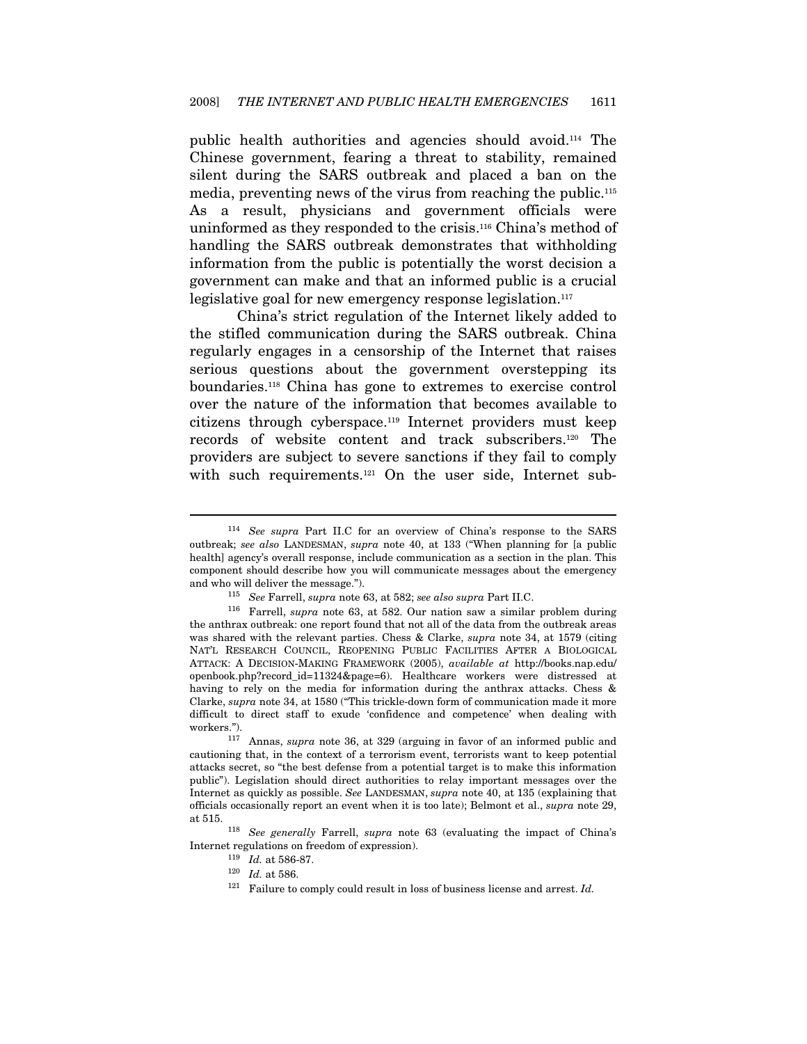public health authorities and agencies should avoid.[114] The Chinese government, fearing a threat to stability, remained silent during the SARS outbreak and placed a ban on the media, preventing news of the virus from reaching the public.[115] As a result, physicians and government officials were uninformed as they responded to the crisis.[116] China's method of handling the SARS outbreak demonstrates that withholding information from the public is potentially the worst decision a government can make and that an informed public is a crucial legislative goal for new emergency response legislation.[117]

China's strict regulation of the Internet likely added to the stifled communication during the SARS outbreak. China regularly engages in a censorship of the Internet that raises serious questions about the government overstepping its boundaries.[118] China has gone to extremes to exercise control over the nature of the information that becomes available to citizens through cyberspace.[119] Internet providers must keep records of website content and track subscribers.[120] The providers are subject to severe sanctions if they fail to comply with such requirements.[121] On the user side, Internet sub-

---

[114] *See supra* Part II.C for an overview of China's response to the SARS outbreak; *see also* LANDESMAN, *supra* note 40, at 133 ("When planning for [a public health] agency's overall response, include communication as a section in the plan. This component should describe how you will communicate messages about the emergency and who will deliver the message.").

[115] *See* Farrell, *supra* note 63, at 582; *see also supra* Part II.C.

[116] Farrell, *supra* note 63, at 582. Our nation saw a similar problem during the anthrax outbreak: one report found that not all of the data from the outbreak areas was shared with the relevant parties. Chess & Clarke, *supra* note 34, at 1579 (citing NAT'L RESEARCH COUNCIL, REOPENING PUBLIC FACILITIES AFTER A BIOLOGICAL ATTACK: A DECISION-MAKING FRAMEWORK (2005), *available at* http://books.nap.edu/openbook.php?record_id=11324&page=6). Healthcare workers were distressed at having to rely on the media for information during the anthrax attacks. Chess & Clarke, *supra* note 34, at 1580 ("This trickle-down form of communication made it more difficult to direct staff to exude 'confidence and competence' when dealing with workers.").

[117] Annas, *supra* note 36, at 329 (arguing in favor of an informed public and cautioning that, in the context of a terrorism event, terrorists want to keep potential attacks secret, so "the best defense from a potential target is to make this information public"). Legislation should direct authorities to relay important messages over the Internet as quickly as possible. *See* LANDESMAN, *supra* note 40, at 135 (explaining that officials occasionally report an event when it is too late); Belmont et al., *supra* note 29, at 515.

[118] *See generally* Farrell, *supra* note 63 (evaluating the impact of China's Internet regulations on freedom of expression).

[119] *Id.* at 586-87.

[120] *Id.* at 586.

[121] Failure to comply could result in loss of business license and arrest. *Id.*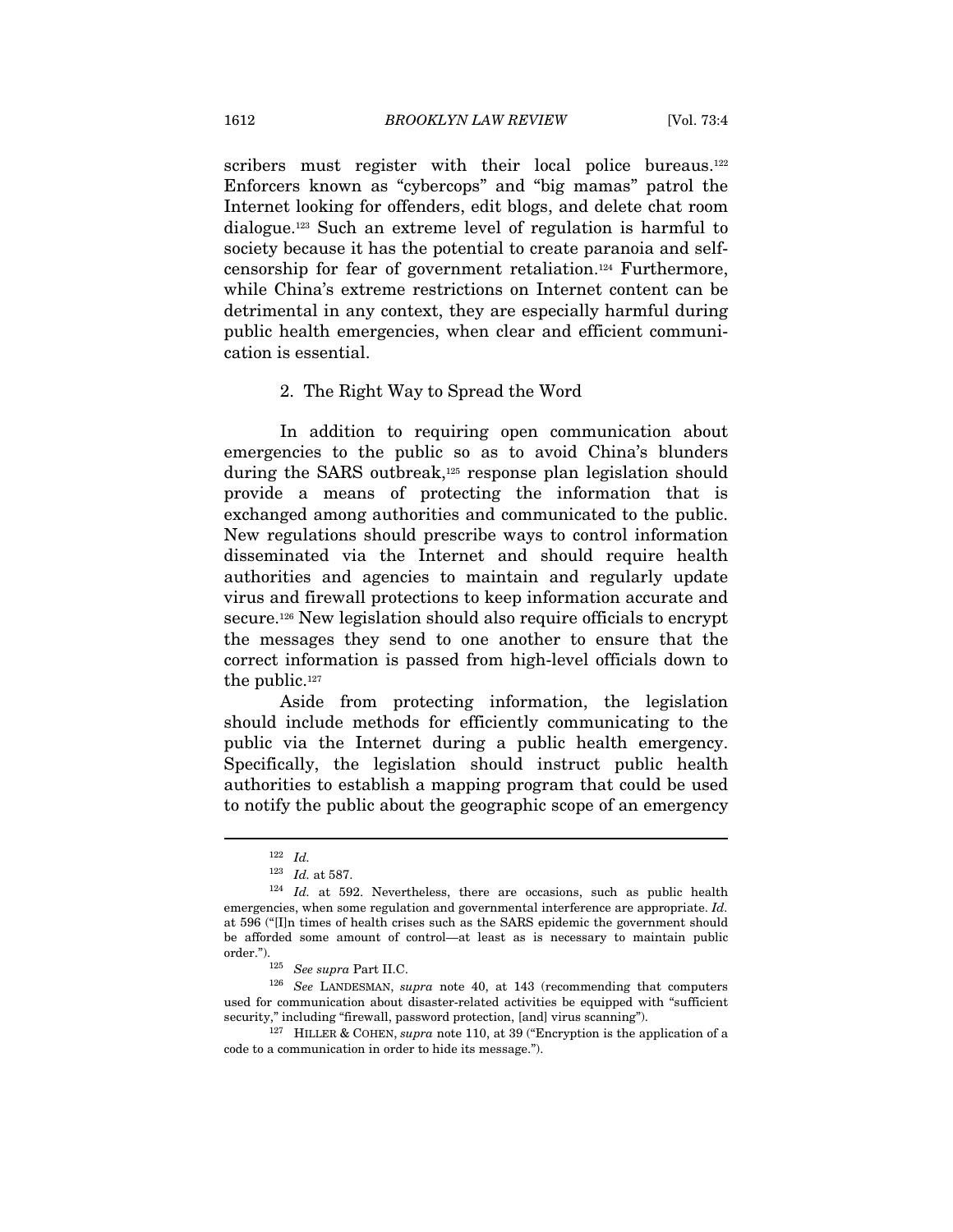scribers must register with their local police bureaus.[122] Enforcers known as "cybercops" and "big mamas" patrol the Internet looking for offenders, edit blogs, and delete chat room dialogue.[123] Such an extreme level of regulation is harmful to society because it has the potential to create paranoia and self-censorship for fear of government retaliation.[124] Furthermore, while China's extreme restrictions on Internet content can be detrimental in any context, they are especially harmful during public health emergencies, when clear and efficient communication is essential.

### 2. The Right Way to Spread the Word

In addition to requiring open communication about emergencies to the public so as to avoid China's blunders during the SARS outbreak,[125] response plan legislation should provide a means of protecting the information that is exchanged among authorities and communicated to the public. New regulations should prescribe ways to control information disseminated via the Internet and should require health authorities and agencies to maintain and regularly update virus and firewall protections to keep information accurate and secure.[126] New legislation should also require officials to encrypt the messages they send to one another to ensure that the correct information is passed from high-level officials down to the public.[127]

Aside from protecting information, the legislation should include methods for efficiently communicating to the public via the Internet during a public health emergency. Specifically, the legislation should instruct public health authorities to establish a mapping program that could be used to notify the public about the geographic scope of an emergency

---

[122] *Id.*

[123] *Id.* at 587.

[124] *Id.* at 592. Nevertheless, there are occasions, such as public health emergencies, when some regulation and governmental interference are appropriate. *Id.* at 596 ("[I]n times of health crises such as the SARS epidemic the government should be afforded some amount of control—at least as is necessary to maintain public order.").

[125] *See supra* Part II.C.

[126] *See* LANDESMAN, *supra* note 40, at 143 (recommending that computers used for communication about disaster-related activities be equipped with "sufficient security," including "firewall, password protection, [and] virus scanning").

[127] HILLER & COHEN, *supra* note 110, at 39 ("Encryption is the application of a code to a communication in order to hide its message.").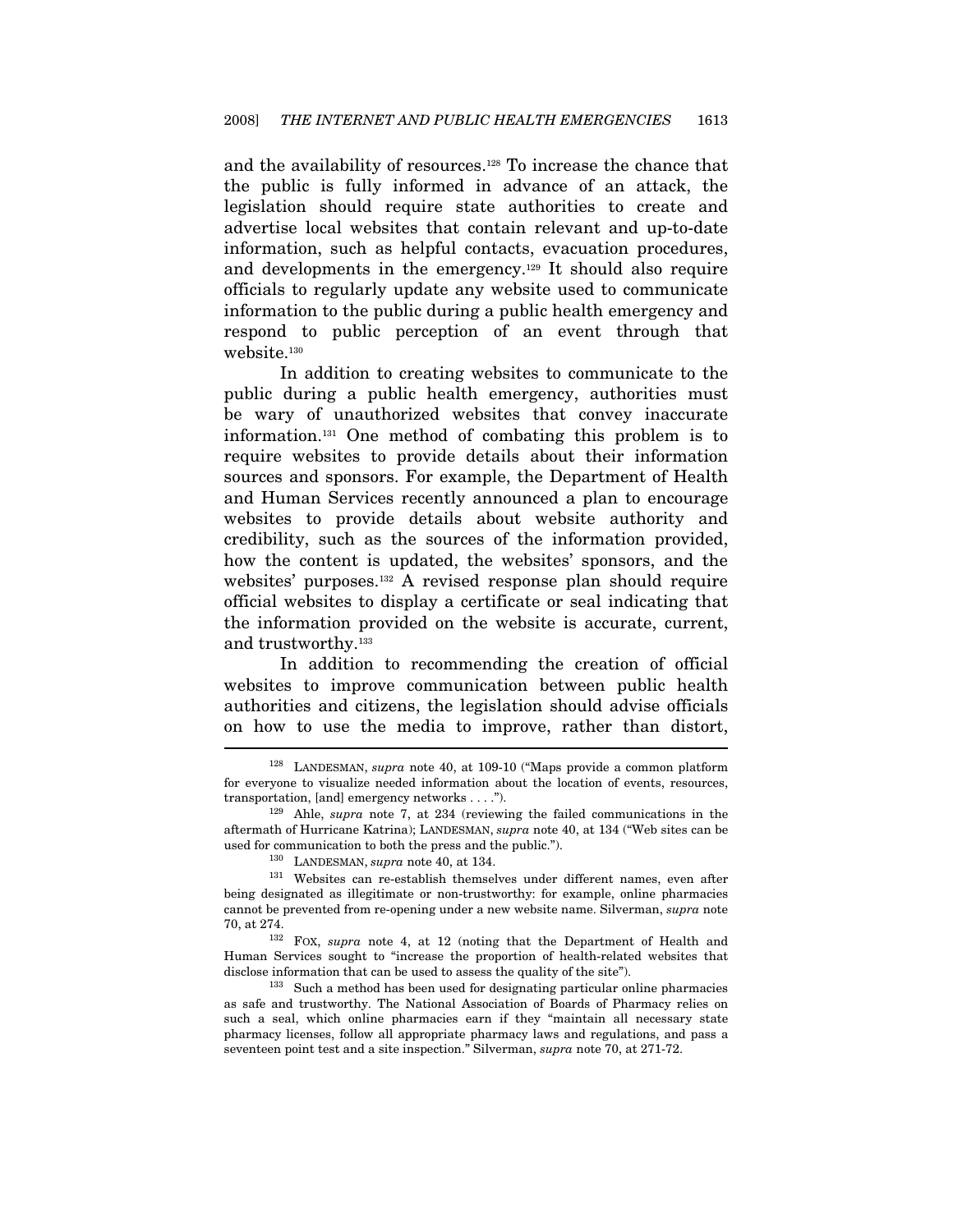and the availability of resources.[128] To increase the chance that the public is fully informed in advance of an attack, the legislation should require state authorities to create and advertise local websites that contain relevant and up-to-date information, such as helpful contacts, evacuation procedures, and developments in the emergency.[129] It should also require officials to regularly update any website used to communicate information to the public during a public health emergency and respond to public perception of an event through that website.[130]

In addition to creating websites to communicate to the public during a public health emergency, authorities must be wary of unauthorized websites that convey inaccurate information.[131] One method of combating this problem is to require websites to provide details about their information sources and sponsors. For example, the Department of Health and Human Services recently announced a plan to encourage websites to provide details about website authority and credibility, such as the sources of the information provided, how the content is updated, the websites' sponsors, and the websites' purposes.[132] A revised response plan should require official websites to display a certificate or seal indicating that the information provided on the website is accurate, current, and trustworthy.[133]

In addition to recommending the creation of official websites to improve communication between public health authorities and citizens, the legislation should advise officials on how to use the media to improve, rather than distort,

---

[128] LANDESMAN, *supra* note 40, at 109-10 ("Maps provide a common platform for everyone to visualize needed information about the location of events, resources, transportation, [and] emergency networks . . . .").

[129] Ahle, *supra* note 7, at 234 (reviewing the failed communications in the aftermath of Hurricane Katrina); LANDESMAN, *supra* note 40, at 134 ("Web sites can be used for communication to both the press and the public.").

[130] LANDESMAN, *supra* note 40, at 134.

[131] Websites can re-establish themselves under different names, even after being designated as illegitimate or non-trustworthy: for example, online pharmacies cannot be prevented from re-opening under a new website name. Silverman, *supra* note 70, at 274.

[132] FOX, *supra* note 4, at 12 (noting that the Department of Health and Human Services sought to "increase the proportion of health-related websites that disclose information that can be used to assess the quality of the site").

[133] Such a method has been used for designating particular online pharmacies as safe and trustworthy. The National Association of Boards of Pharmacy relies on such a seal, which online pharmacies earn if they "maintain all necessary state pharmacy licenses, follow all appropriate pharmacy laws and regulations, and pass a seventeen point test and a site inspection." Silverman, *supra* note 70, at 271-72.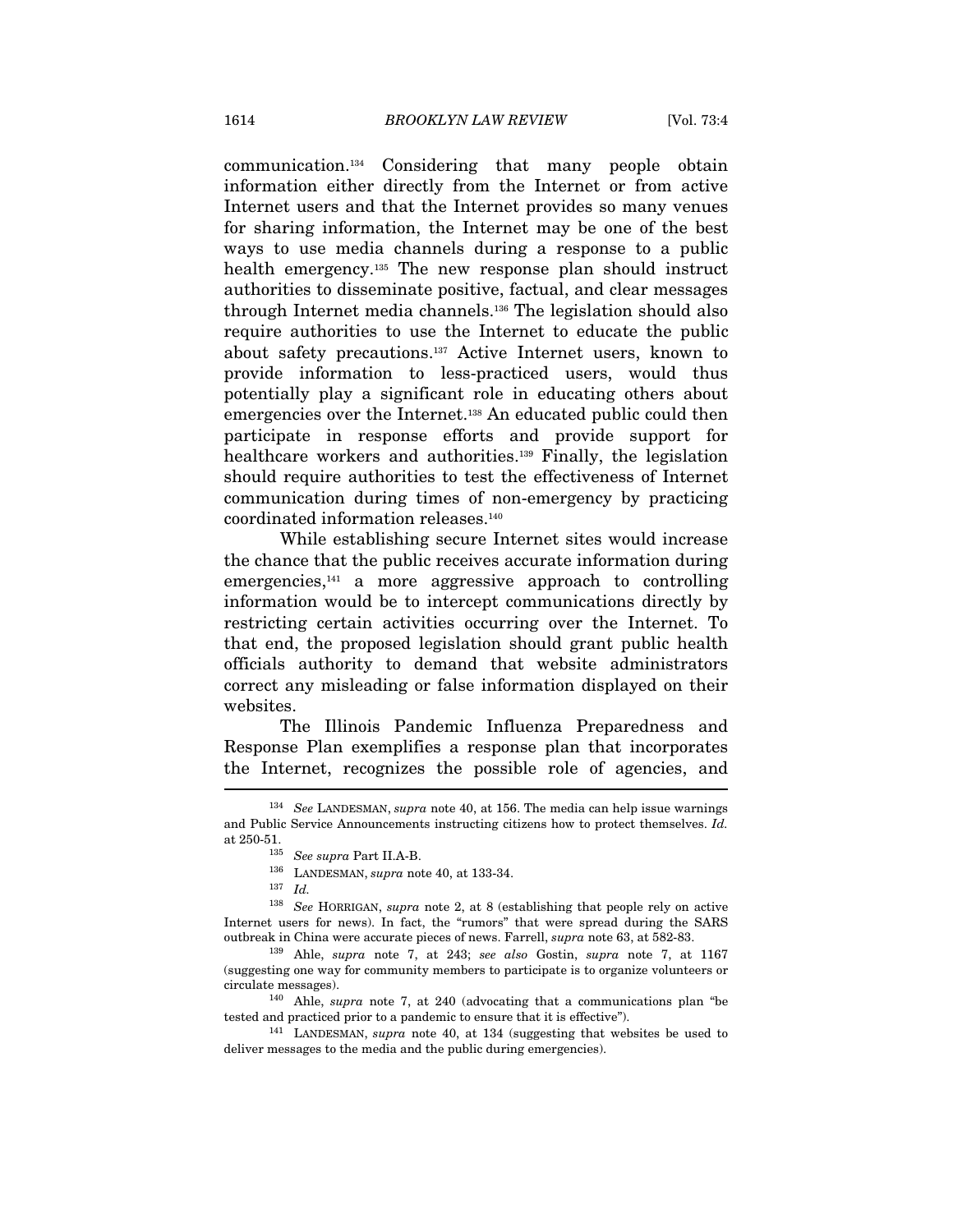communication.[134] Considering that many people obtain information either directly from the Internet or from active Internet users and that the Internet provides so many venues for sharing information, the Internet may be one of the best ways to use media channels during a response to a public health emergency.[135] The new response plan should instruct authorities to disseminate positive, factual, and clear messages through Internet media channels.[136] The legislation should also require authorities to use the Internet to educate the public about safety precautions.[137] Active Internet users, known to provide information to less-practiced users, would thus potentially play a significant role in educating others about emergencies over the Internet.[138] An educated public could then participate in response efforts and provide support for healthcare workers and authorities.[139] Finally, the legislation should require authorities to test the effectiveness of Internet communication during times of non-emergency by practicing coordinated information releases.[140]

While establishing secure Internet sites would increase the chance that the public receives accurate information during emergencies,[141] a more aggressive approach to controlling information would be to intercept communications directly by restricting certain activities occurring over the Internet. To that end, the proposed legislation should grant public health officials authority to demand that website administrators correct any misleading or false information displayed on their websites.

The Illinois Pandemic Influenza Preparedness and Response Plan exemplifies a response plan that incorporates the Internet, recognizes the possible role of agencies, and

---

[134] *See* LANDESMAN, *supra* note 40, at 156. The media can help issue warnings and Public Service Announcements instructing citizens how to protect themselves. *Id.* at 250-51.

[135] *See supra* Part II.A-B.

[136] LANDESMAN, *supra* note 40, at 133-34.

[137] *Id.*

[138] *See* HORRIGAN, *supra* note 2, at 8 (establishing that people rely on active Internet users for news). In fact, the "rumors" that were spread during the SARS outbreak in China were accurate pieces of news. Farrell, *supra* note 63, at 582-83.

[139] Ahle, *supra* note 7, at 243; *see also* Gostin, *supra* note 7, at 1167 (suggesting one way for community members to participate is to organize volunteers or circulate messages).

[140] Ahle, *supra* note 7, at 240 (advocating that a communications plan "be tested and practiced prior to a pandemic to ensure that it is effective").

[141] LANDESMAN, *supra* note 40, at 134 (suggesting that websites be used to deliver messages to the media and the public during emergencies).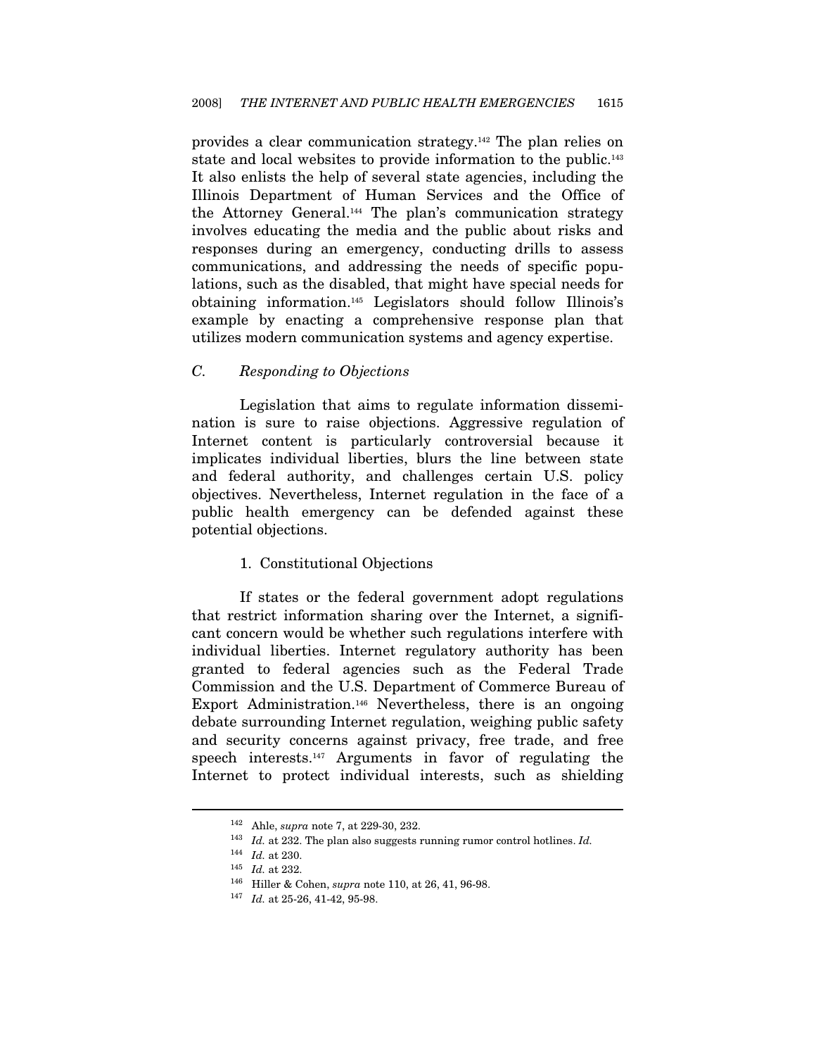provides a clear communication strategy.[142] The plan relies on state and local websites to provide information to the public.[143] It also enlists the help of several state agencies, including the Illinois Department of Human Services and the Office of the Attorney General.[144] The plan's communication strategy involves educating the media and the public about risks and responses during an emergency, conducting drills to assess communications, and addressing the needs of specific populations, such as the disabled, that might have special needs for obtaining information.[145] Legislators should follow Illinois's example by enacting a comprehensive response plan that utilizes modern communication systems and agency expertise.

### *C. Responding to Objections*

Legislation that aims to regulate information dissemination is sure to raise objections. Aggressive regulation of Internet content is particularly controversial because it implicates individual liberties, blurs the line between state and federal authority, and challenges certain U.S. policy objectives. Nevertheless, Internet regulation in the face of a public health emergency can be defended against these potential objections.

#### 1. Constitutional Objections

If states or the federal government adopt regulations that restrict information sharing over the Internet, a significant concern would be whether such regulations interfere with individual liberties. Internet regulatory authority has been granted to federal agencies such as the Federal Trade Commission and the U.S. Department of Commerce Bureau of Export Administration.[146] Nevertheless, there is an ongoing debate surrounding Internet regulation, weighing public safety and security concerns against privacy, free trade, and free speech interests.[147] Arguments in favor of regulating the Internet to protect individual interests, such as shielding

---

[142] Ahle, *supra* note 7, at 229-30, 232.

[143] *Id.* at 232. The plan also suggests running rumor control hotlines. *Id.*

[144] *Id.* at 230.

[145] *Id.* at 232.

[146] Hiller & Cohen, *supra* note 110, at 26, 41, 96-98.

[147] *Id.* at 25-26, 41-42, 95-98.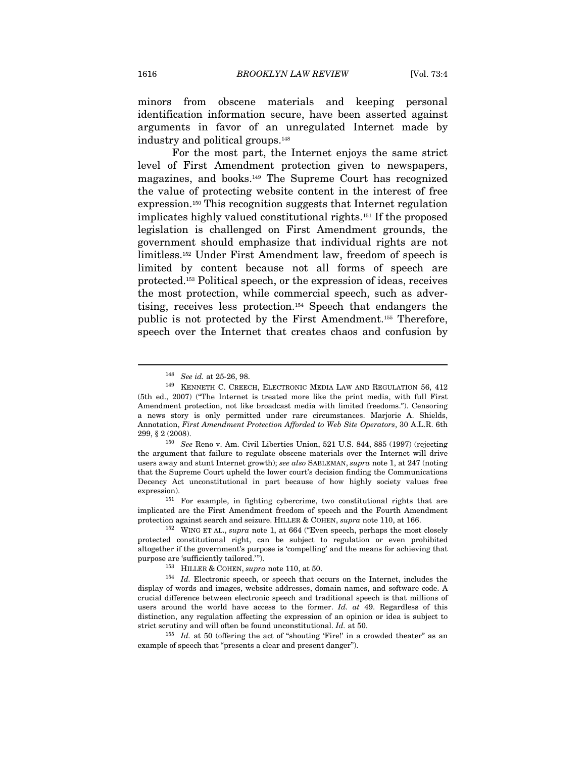minors from obscene materials and keeping personal identification information secure, have been asserted against arguments in favor of an unregulated Internet made by industry and political groups.[148]

For the most part, the Internet enjoys the same strict level of First Amendment protection given to newspapers, magazines, and books.[149] The Supreme Court has recognized the value of protecting website content in the interest of free expression.[150] This recognition suggests that Internet regulation implicates highly valued constitutional rights.[151] If the proposed legislation is challenged on First Amendment grounds, the government should emphasize that individual rights are not limitless.[152] Under First Amendment law, freedom of speech is limited by content because not all forms of speech are protected.[153] Political speech, or the expression of ideas, receives the most protection, while commercial speech, such as advertising, receives less protection.[154] Speech that endangers the public is not protected by the First Amendment.[155] Therefore, speech over the Internet that creates chaos and confusion by

---

[148] *See id.* at 25-26, 98.

[149] KENNETH C. CREECH, ELECTRONIC MEDIA LAW AND REGULATION 56, 412 (5th ed., 2007) ("The Internet is treated more like the print media, with full First Amendment protection, not like broadcast media with limited freedoms."). Censoring a news story is only permitted under rare circumstances. Marjorie A. Shields, Annotation, *First Amendment Protection Afforded to Web Site Operators*, 30 A.L.R. 6th 299, § 2 (2008).

[150] *See* Reno v. Am. Civil Liberties Union, 521 U.S. 844, 885 (1997) (rejecting the argument that failure to regulate obscene materials over the Internet will drive users away and stunt Internet growth); *see also* SABLEMAN, *supra* note 1, at 247 (noting that the Supreme Court upheld the lower court's decision finding the Communications Decency Act unconstitutional in part because of how highly society values free expression).

[151] For example, in fighting cybercrime, two constitutional rights that are implicated are the First Amendment freedom of speech and the Fourth Amendment protection against search and seizure. HILLER & COHEN, *supra* note 110, at 166.

[152] WING ET AL., *supra* note 1, at 664 ("Even speech, perhaps the most closely protected constitutional right, can be subject to regulation or even prohibited altogether if the government's purpose is 'compelling' and the means for achieving that purpose are 'sufficiently tailored.'").

[153] HILLER & COHEN, *supra* note 110, at 50.

[154] *Id.* Electronic speech, or speech that occurs on the Internet, includes the display of words and images, website addresses, domain names, and software code. A crucial difference between electronic speech and traditional speech is that millions of users around the world have access to the former. *Id. at* 49. Regardless of this distinction, any regulation affecting the expression of an opinion or idea is subject to strict scrutiny and will often be found unconstitutional. *Id.* at 50.

[155] *Id.* at 50 (offering the act of "shouting 'Fire!' in a crowded theater" as an example of speech that "presents a clear and present danger").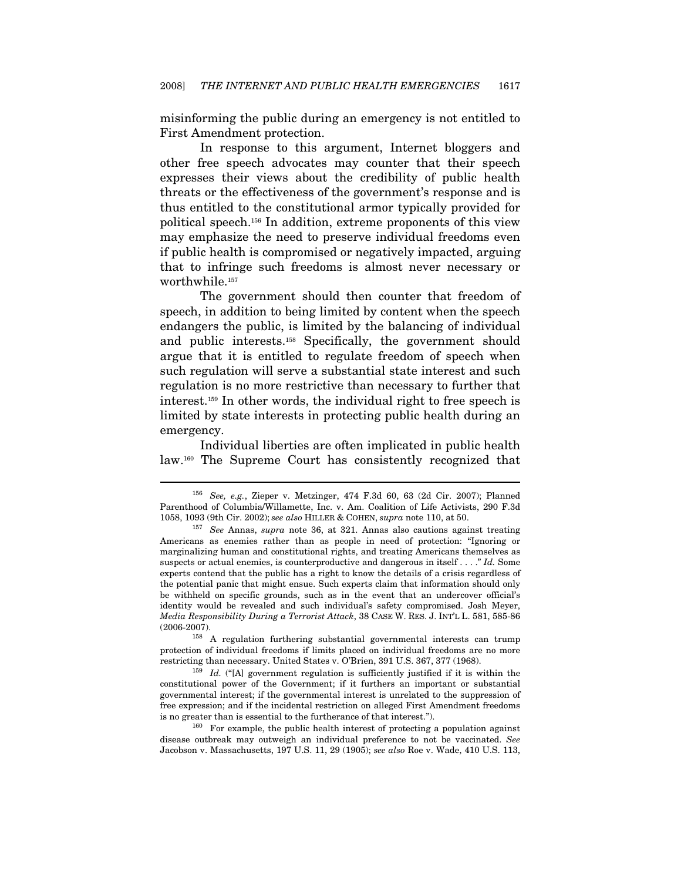misinforming the public during an emergency is not entitled to First Amendment protection.

In response to this argument, Internet bloggers and other free speech advocates may counter that their speech expresses their views about the credibility of public health threats or the effectiveness of the government's response and is thus entitled to the constitutional armor typically provided for political speech.[156] In addition, extreme proponents of this view may emphasize the need to preserve individual freedoms even if public health is compromised or negatively impacted, arguing that to infringe such freedoms is almost never necessary or worthwhile.[157]

The government should then counter that freedom of speech, in addition to being limited by content when the speech endangers the public, is limited by the balancing of individual and public interests.[158] Specifically, the government should argue that it is entitled to regulate freedom of speech when such regulation will serve a substantial state interest and such regulation is no more restrictive than necessary to further that interest.[159] In other words, the individual right to free speech is limited by state interests in protecting public health during an emergency.

Individual liberties are often implicated in public health law.[160] The Supreme Court has consistently recognized that

---

[156] *See, e.g.*, Zieper v. Metzinger, 474 F.3d 60, 63 (2d Cir. 2007); Planned Parenthood of Columbia/Willamette, Inc. v. Am. Coalition of Life Activists, 290 F.3d 1058, 1093 (9th Cir. 2002); *see also* HILLER & COHEN, *supra* note 110, at 50.

[157] *See* Annas, *supra* note 36, at 321. Annas also cautions against treating Americans as enemies rather than as people in need of protection: "Ignoring or marginalizing human and constitutional rights, and treating Americans themselves as suspects or actual enemies, is counterproductive and dangerous in itself . . . ." *Id.* Some experts contend that the public has a right to know the details of a crisis regardless of the potential panic that might ensue. Such experts claim that information should only be withheld on specific grounds, such as in the event that an undercover official's identity would be revealed and such individual's safety compromised. Josh Meyer, *Media Responsibility During a Terrorist Attack*, 38 CASE W. RES. J. INT'L L. 581, 585-86 (2006-2007).

[158] A regulation furthering substantial governmental interests can trump protection of individual freedoms if limits placed on individual freedoms are no more restricting than necessary. United States v. O'Brien, 391 U.S. 367, 377 (1968).

[159] *Id.* ("[A] government regulation is sufficiently justified if it is within the constitutional power of the Government; if it furthers an important or substantial governmental interest; if the governmental interest is unrelated to the suppression of free expression; and if the incidental restriction on alleged First Amendment freedoms is no greater than is essential to the furtherance of that interest.").

[160] For example, the public health interest of protecting a population against disease outbreak may outweigh an individual preference to not be vaccinated. *See* Jacobson v. Massachusetts, 197 U.S. 11, 29 (1905); *see also* Roe v. Wade, 410 U.S. 113,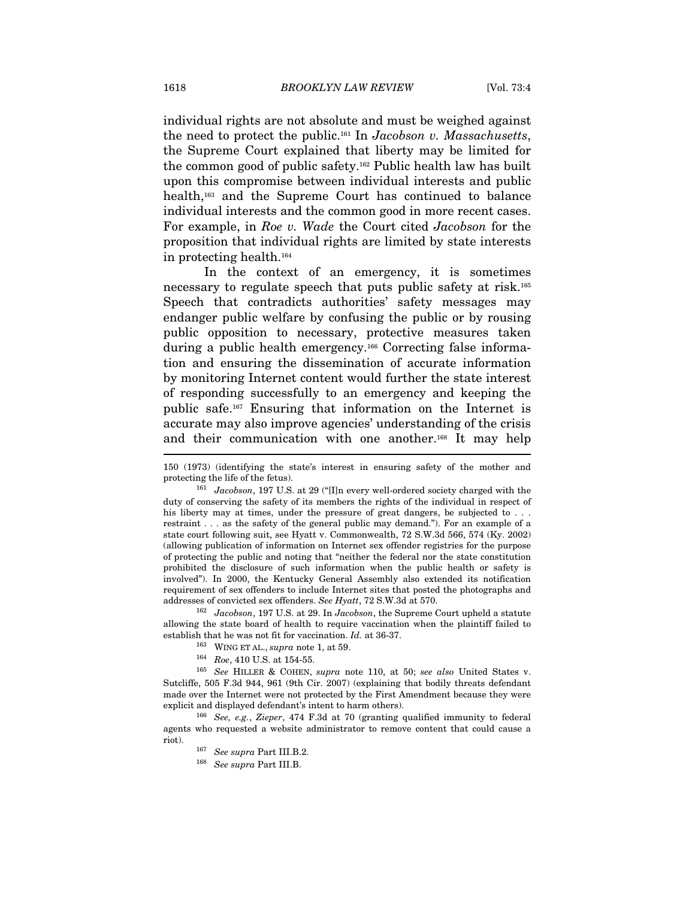individual rights are not absolute and must be weighed against the need to protect the public.[161] In *Jacobson v. Massachusetts*, the Supreme Court explained that liberty may be limited for the common good of public safety.[162] Public health law has built upon this compromise between individual interests and public health,[163] and the Supreme Court has continued to balance individual interests and the common good in more recent cases. For example, in *Roe v. Wade* the Court cited *Jacobson* for the proposition that individual rights are limited by state interests in protecting health.[164]

In the context of an emergency, it is sometimes necessary to regulate speech that puts public safety at risk.[165] Speech that contradicts authorities' safety messages may endanger public welfare by confusing the public or by rousing public opposition to necessary, protective measures taken during a public health emergency.[166] Correcting false information and ensuring the dissemination of accurate information by monitoring Internet content would further the state interest of responding successfully to an emergency and keeping the public safe.[167] Ensuring that information on the Internet is accurate may also improve agencies' understanding of the crisis and their communication with one another.[168] It may help

---

150 (1973) (identifying the state's interest in ensuring safety of the mother and protecting the life of the fetus).

[161] *Jacobson*, 197 U.S. at 29 ("[I]n every well-ordered society charged with the duty of conserving the safety of its members the rights of the individual in respect of his liberty may at times, under the pressure of great dangers, be subjected to . . . restraint . . . as the safety of the general public may demand."). For an example of a state court following suit, see Hyatt v. Commonwealth, 72 S.W.3d 566, 574 (Ky. 2002) (allowing publication of information on Internet sex offender registries for the purpose of protecting the public and noting that "neither the federal nor the state constitution prohibited the disclosure of such information when the public health or safety is involved"). In 2000, the Kentucky General Assembly also extended its notification requirement of sex offenders to include Internet sites that posted the photographs and addresses of convicted sex offenders. *See Hyatt*, 72 S.W.3d at 570.

[162] *Jacobson*, 197 U.S. at 29. In *Jacobson*, the Supreme Court upheld a statute allowing the state board of health to require vaccination when the plaintiff failed to establish that he was not fit for vaccination. *Id.* at 36-37.

[163] WING ET AL., *supra* note 1, at 59.

[164] *Roe*, 410 U.S. at 154-55.

[165] *See* HILLER & COHEN, *supra* note 110, at 50; *see also* United States v. Sutcliffe, 505 F.3d 944, 961 (9th Cir. 2007) (explaining that bodily threats defendant made over the Internet were not protected by the First Amendment because they were explicit and displayed defendant's intent to harm others).

[166] *See, e.g.*, *Zieper*, 474 F.3d at 70 (granting qualified immunity to federal agents who requested a website administrator to remove content that could cause a riot).

[167] *See supra* Part III.B.2.

[168] *See supra* Part III.B.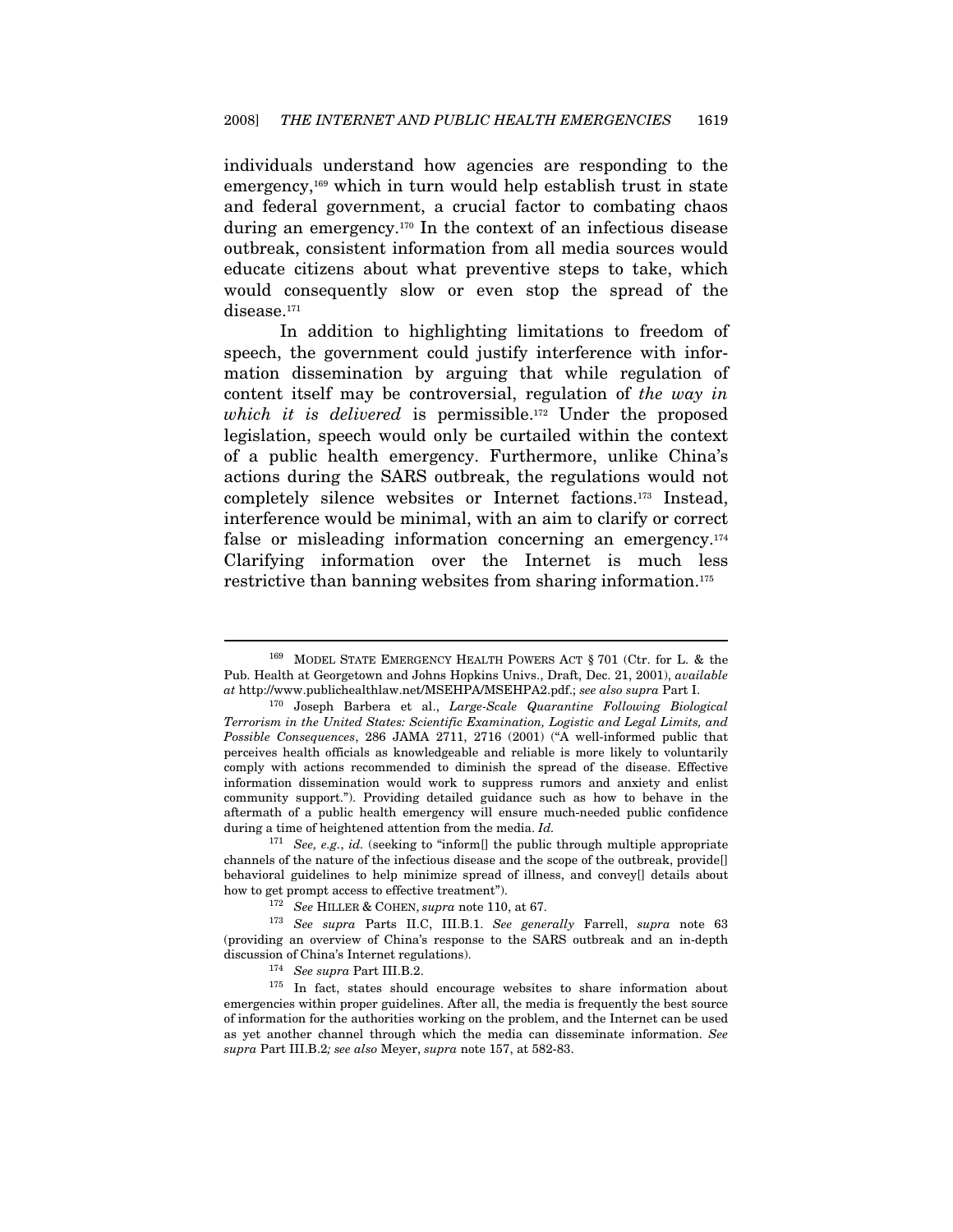individuals understand how agencies are responding to the emergency,[169] which in turn would help establish trust in state and federal government, a crucial factor to combating chaos during an emergency.[170] In the context of an infectious disease outbreak, consistent information from all media sources would educate citizens about what preventive steps to take, which would consequently slow or even stop the spread of the disease.[171]

In addition to highlighting limitations to freedom of speech, the government could justify interference with information dissemination by arguing that while regulation of content itself may be controversial, regulation of *the way in which it is delivered* is permissible.[172] Under the proposed legislation, speech would only be curtailed within the context of a public health emergency. Furthermore, unlike China's actions during the SARS outbreak, the regulations would not completely silence websites or Internet factions.[173] Instead, interference would be minimal, with an aim to clarify or correct false or misleading information concerning an emergency.[174] Clarifying information over the Internet is much less restrictive than banning websites from sharing information.[175]

---

[169] MODEL STATE EMERGENCY HEALTH POWERS ACT § 701 (Ctr. for L. & the Pub. Health at Georgetown and Johns Hopkins Univs., Draft, Dec. 21, 2001), *available at* http://www.publichealthlaw.net/MSEHPA/MSEHPA2.pdf.; *see also supra* Part I.

[170] Joseph Barbera et al., *Large-Scale Quarantine Following Biological Terrorism in the United States: Scientific Examination, Logistic and Legal Limits, and Possible Consequences*, 286 JAMA 2711, 2716 (2001) ("A well-informed public that perceives health officials as knowledgeable and reliable is more likely to voluntarily comply with actions recommended to diminish the spread of the disease. Effective information dissemination would work to suppress rumors and anxiety and enlist community support."). Providing detailed guidance such as how to behave in the aftermath of a public health emergency will ensure much-needed public confidence during a time of heightened attention from the media. *Id.*

[171] *See, e.g.*, *id.* (seeking to "inform[] the public through multiple appropriate channels of the nature of the infectious disease and the scope of the outbreak, provide[] behavioral guidelines to help minimize spread of illness, and convey[] details about how to get prompt access to effective treatment").

[172] *See* HILLER & COHEN, *supra* note 110, at 67.

[173] *See supra* Parts II.C, III.B.1. *See generally* Farrell, *supra* note 63 (providing an overview of China's response to the SARS outbreak and an in-depth discussion of China's Internet regulations).

[174] *See supra* Part III.B.2.

[175] In fact, states should encourage websites to share information about emergencies within proper guidelines. After all, the media is frequently the best source of information for the authorities working on the problem, and the Internet can be used as yet another channel through which the media can disseminate information. *See supra* Part III.B.2*; see also* Meyer, *supra* note 157, at 582-83.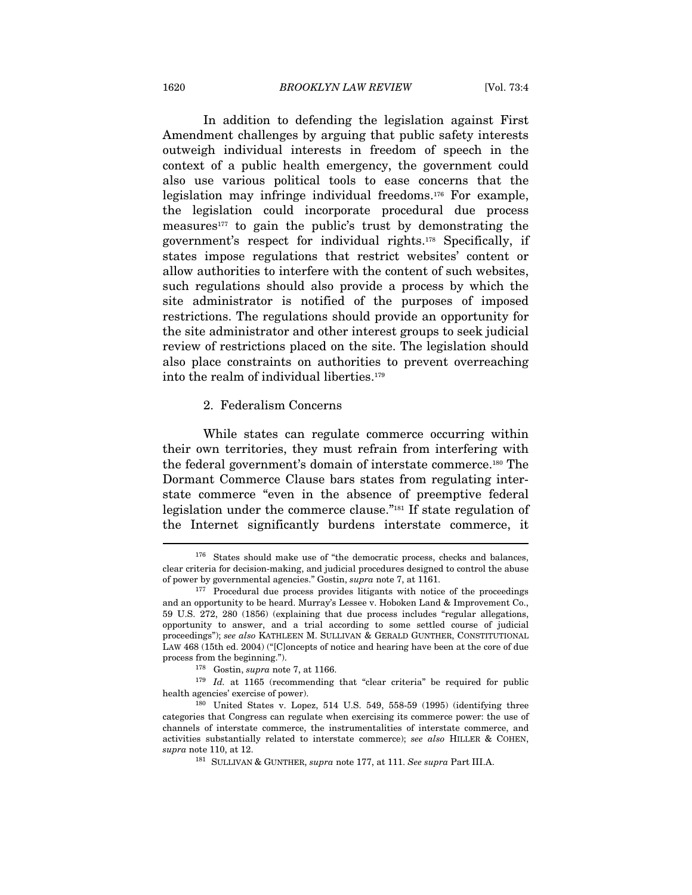In addition to defending the legislation against First Amendment challenges by arguing that public safety interests outweigh individual interests in freedom of speech in the context of a public health emergency, the government could also use various political tools to ease concerns that the legislation may infringe individual freedoms.[176] For example, the legislation could incorporate procedural due process measures[177] to gain the public's trust by demonstrating the government's respect for individual rights.[178] Specifically, if states impose regulations that restrict websites' content or allow authorities to interfere with the content of such websites, such regulations should also provide a process by which the site administrator is notified of the purposes of imposed restrictions. The regulations should provide an opportunity for the site administrator and other interest groups to seek judicial review of restrictions placed on the site. The legislation should also place constraints on authorities to prevent overreaching into the realm of individual liberties.[179]

### 2. Federalism Concerns

While states can regulate commerce occurring within their own territories, they must refrain from interfering with the federal government's domain of interstate commerce.[180] The Dormant Commerce Clause bars states from regulating interstate commerce "even in the absence of preemptive federal legislation under the commerce clause."[181] If state regulation of the Internet significantly burdens interstate commerce, it

---

[176] States should make use of "the democratic process, checks and balances, clear criteria for decision-making, and judicial procedures designed to control the abuse of power by governmental agencies." Gostin, *supra* note 7, at 1161.

[177] Procedural due process provides litigants with notice of the proceedings and an opportunity to be heard. Murray's Lessee v. Hoboken Land & Improvement Co., 59 U.S. 272, 280 (1856) (explaining that due process includes "regular allegations, opportunity to answer, and a trial according to some settled course of judicial proceedings"); *see also* KATHLEEN M. SULLIVAN & GERALD GUNTHER, CONSTITUTIONAL LAW 468 (15th ed. 2004) ("[C]oncepts of notice and hearing have been at the core of due process from the beginning.").

[178] Gostin, *supra* note 7, at 1166.

[179] *Id.* at 1165 (recommending that "clear criteria" be required for public health agencies' exercise of power).

[180] United States v. Lopez, 514 U.S. 549, 558-59 (1995) (identifying three categories that Congress can regulate when exercising its commerce power: the use of channels of interstate commerce, the instrumentalities of interstate commerce, and activities substantially related to interstate commerce); *see also* HILLER & COHEN, *supra* note 110, at 12.

[181] SULLIVAN & GUNTHER, *supra* note 177, at 111. *See supra* Part III.A.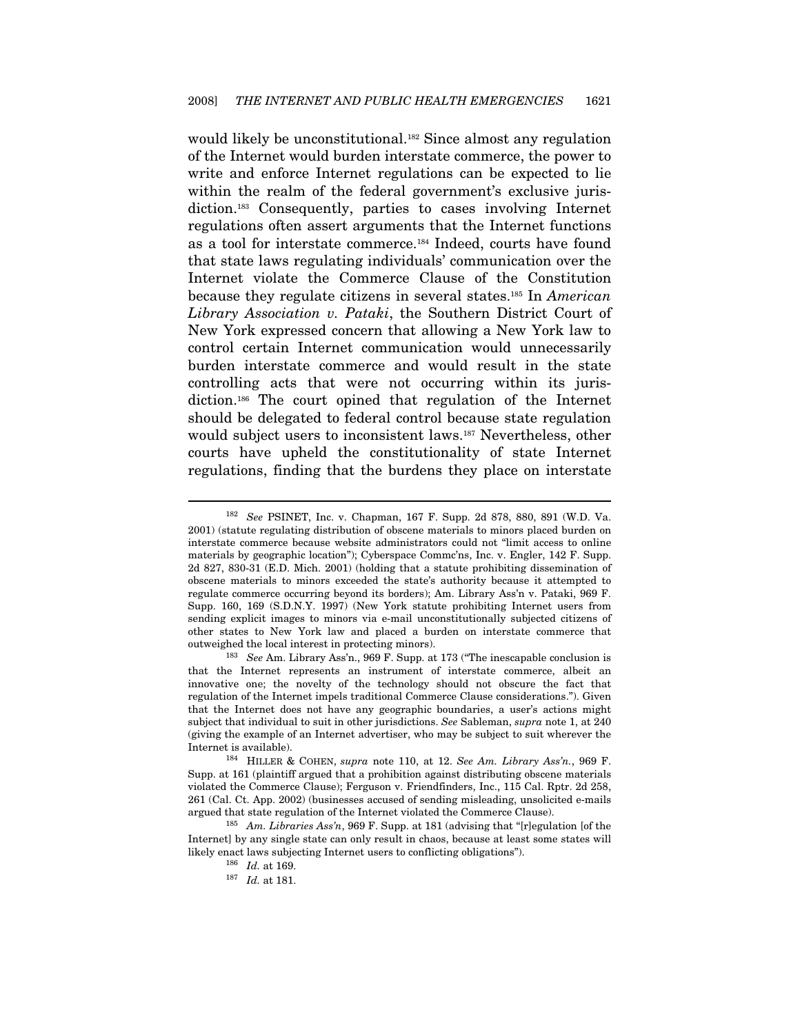would likely be unconstitutional.[182] Since almost any regulation of the Internet would burden interstate commerce, the power to write and enforce Internet regulations can be expected to lie within the realm of the federal government's exclusive jurisdiction.[183] Consequently, parties to cases involving Internet regulations often assert arguments that the Internet functions as a tool for interstate commerce.[184] Indeed, courts have found that state laws regulating individuals' communication over the Internet violate the Commerce Clause of the Constitution because they regulate citizens in several states.[185] In *American Library Association v. Pataki*, the Southern District Court of New York expressed concern that allowing a New York law to control certain Internet communication would unnecessarily burden interstate commerce and would result in the state controlling acts that were not occurring within its jurisdiction.[186] The court opined that regulation of the Internet should be delegated to federal control because state regulation would subject users to inconsistent laws.[187] Nevertheless, other courts have upheld the constitutionality of state Internet regulations, finding that the burdens they place on interstate

---

[182] *See* PSINET, Inc. v. Chapman, 167 F. Supp. 2d 878, 880, 891 (W.D. Va. 2001) (statute regulating distribution of obscene materials to minors placed burden on interstate commerce because website administrators could not "limit access to online materials by geographic location"); Cyberspace Commc'ns, Inc. v. Engler, 142 F. Supp. 2d 827, 830-31 (E.D. Mich. 2001) (holding that a statute prohibiting dissemination of obscene materials to minors exceeded the state's authority because it attempted to regulate commerce occurring beyond its borders); Am. Library Ass'n v. Pataki, 969 F. Supp. 160, 169 (S.D.N.Y. 1997) (New York statute prohibiting Internet users from sending explicit images to minors via e-mail unconstitutionally subjected citizens of other states to New York law and placed a burden on interstate commerce that outweighed the local interest in protecting minors).

[183] *See* Am. Library Ass'n., 969 F. Supp. at 173 ("The inescapable conclusion is that the Internet represents an instrument of interstate commerce, albeit an innovative one; the novelty of the technology should not obscure the fact that regulation of the Internet impels traditional Commerce Clause considerations."). Given that the Internet does not have any geographic boundaries, a user's actions might subject that individual to suit in other jurisdictions. *See* Sableman, *supra* note 1, at 240 (giving the example of an Internet advertiser, who may be subject to suit wherever the Internet is available).

[184] HILLER & COHEN, *supra* note 110, at 12. *See Am. Library Ass'n.*, 969 F. Supp. at 161 (plaintiff argued that a prohibition against distributing obscene materials violated the Commerce Clause); Ferguson v. Friendfinders, Inc., 115 Cal. Rptr. 2d 258, 261 (Cal. Ct. App. 2002) (businesses accused of sending misleading, unsolicited e-mails argued that state regulation of the Internet violated the Commerce Clause).

[185] *Am. Libraries Ass'n*, 969 F. Supp. at 181 (advising that "[r]egulation [of the Internet] by any single state can only result in chaos, because at least some states will likely enact laws subjecting Internet users to conflicting obligations").

[186] *Id.* at 169.

[187] *Id.* at 181.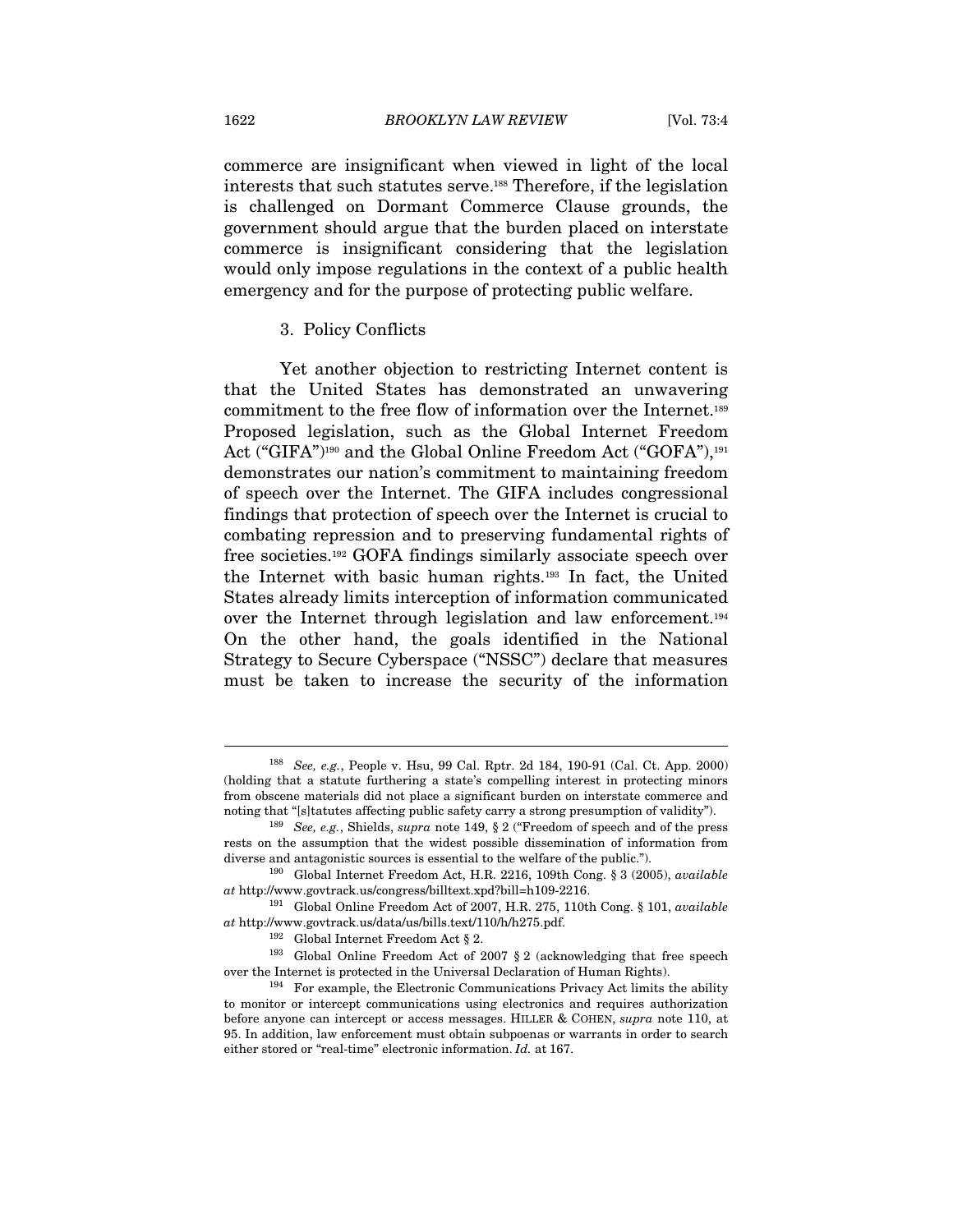commerce are insignificant when viewed in light of the local interests that such statutes serve.[188] Therefore, if the legislation is challenged on Dormant Commerce Clause grounds, the government should argue that the burden placed on interstate commerce is insignificant considering that the legislation would only impose regulations in the context of a public health emergency and for the purpose of protecting public welfare.

### 3. Policy Conflicts

Yet another objection to restricting Internet content is that the United States has demonstrated an unwavering commitment to the free flow of information over the Internet.[189] Proposed legislation, such as the Global Internet Freedom Act ("GIFA")[190] and the Global Online Freedom Act ("GOFA"),[191] demonstrates our nation's commitment to maintaining freedom of speech over the Internet. The GIFA includes congressional findings that protection of speech over the Internet is crucial to combating repression and to preserving fundamental rights of free societies.[192] GOFA findings similarly associate speech over the Internet with basic human rights.[193] In fact, the United States already limits interception of information communicated over the Internet through legislation and law enforcement.[194] On the other hand, the goals identified in the National Strategy to Secure Cyberspace ("NSSC") declare that measures must be taken to increase the security of the information

---

[188] *See, e.g.*, People v. Hsu, 99 Cal. Rptr. 2d 184, 190-91 (Cal. Ct. App. 2000) (holding that a statute furthering a state's compelling interest in protecting minors from obscene materials did not place a significant burden on interstate commerce and noting that "[s]tatutes affecting public safety carry a strong presumption of validity").

[189] *See, e.g.*, Shields, *supra* note 149, § 2 ("Freedom of speech and of the press rests on the assumption that the widest possible dissemination of information from diverse and antagonistic sources is essential to the welfare of the public.").

[190] Global Internet Freedom Act, H.R. 2216, 109th Cong. § 3 (2005), *available at* http://www.govtrack.us/congress/billtext.xpd?bill=h109-2216.

[191] Global Online Freedom Act of 2007, H.R. 275, 110th Cong. § 101, *available at* http://www.govtrack.us/data/us/bills.text/110/h/h275.pdf.

[192] Global Internet Freedom Act § 2.

[193] Global Online Freedom Act of 2007 § 2 (acknowledging that free speech over the Internet is protected in the Universal Declaration of Human Rights).

[194] For example, the Electronic Communications Privacy Act limits the ability to monitor or intercept communications using electronics and requires authorization before anyone can intercept or access messages. HILLER & COHEN, *supra* note 110, at 95. In addition, law enforcement must obtain subpoenas or warrants in order to search either stored or "real-time" electronic information. *Id.* at 167.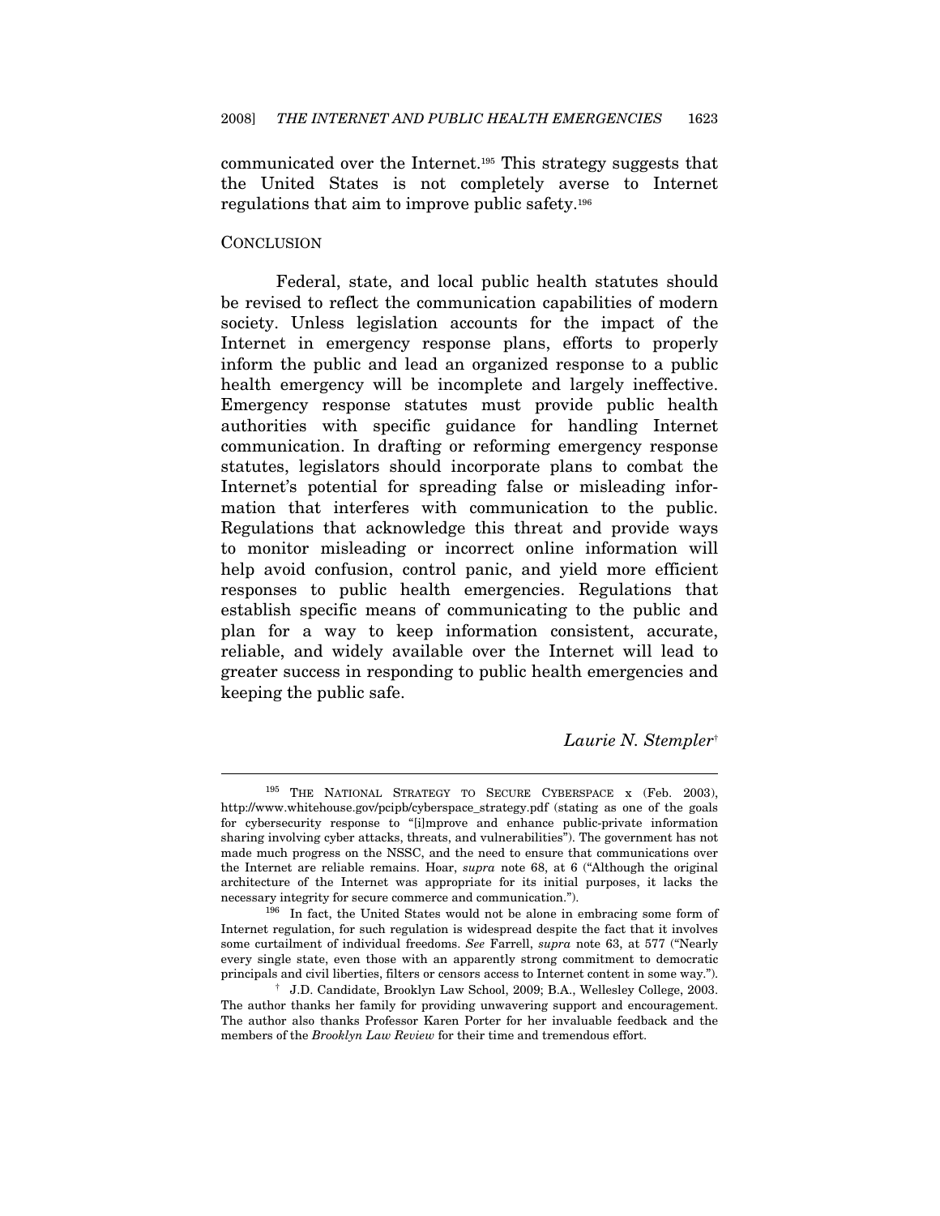communicated over the Internet.[195] This strategy suggests that the United States is not completely averse to Internet regulations that aim to improve public safety.[196]

## CONCLUSION

Federal, state, and local public health statutes should be revised to reflect the communication capabilities of modern society. Unless legislation accounts for the impact of the Internet in emergency response plans, efforts to properly inform the public and lead an organized response to a public health emergency will be incomplete and largely ineffective. Emergency response statutes must provide public health authorities with specific guidance for handling Internet communication. In drafting or reforming emergency response statutes, legislators should incorporate plans to combat the Internet's potential for spreading false or misleading information that interferes with communication to the public. Regulations that acknowledge this threat and provide ways to monitor misleading or incorrect online information will help avoid confusion, control panic, and yield more efficient responses to public health emergencies. Regulations that establish specific means of communicating to the public and plan for a way to keep information consistent, accurate, reliable, and widely available over the Internet will lead to greater success in responding to public health emergencies and keeping the public safe.

*Laurie N. Stempler*[†]

---

[195] THE NATIONAL STRATEGY TO SECURE CYBERSPACE x (Feb. 2003), http://www.whitehouse.gov/pcipb/cyberspace_strategy.pdf (stating as one of the goals for cybersecurity response to "[i]mprove and enhance public-private information sharing involving cyber attacks, threats, and vulnerabilities"). The government has not made much progress on the NSSC, and the need to ensure that communications over the Internet are reliable remains. Hoar, *supra* note 68, at 6 ("Although the original architecture of the Internet was appropriate for its initial purposes, it lacks the necessary integrity for secure commerce and communication.").

[196] In fact, the United States would not be alone in embracing some form of Internet regulation, for such regulation is widespread despite the fact that it involves some curtailment of individual freedoms. *See* Farrell, *supra* note 63, at 577 ("Nearly every single state, even those with an apparently strong commitment to democratic principals and civil liberties, filters or censors access to Internet content in some way.").

[†] J.D. Candidate, Brooklyn Law School, 2009; B.A., Wellesley College, 2003. The author thanks her family for providing unwavering support and encouragement. The author also thanks Professor Karen Porter for her invaluable feedback and the members of the *Brooklyn Law Review* for their time and tremendous effort.